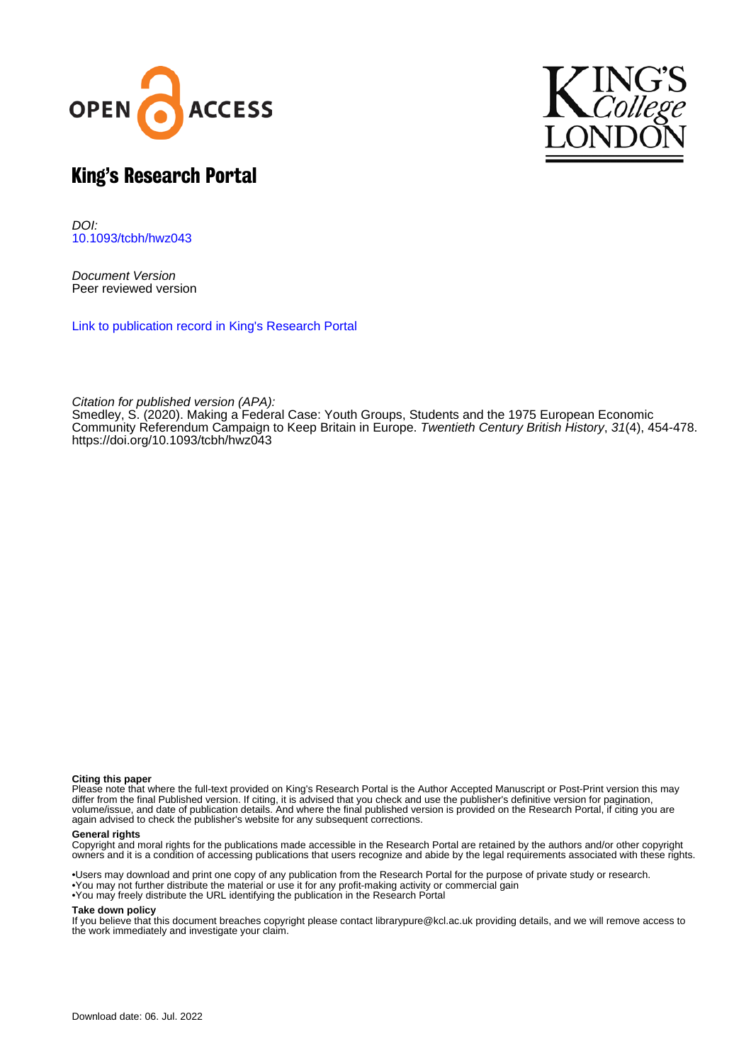# King's Research Portal

*DOI:*
10.1093/tcbh/hwz043

*Document Version*
Peer reviewed version

Link to publication record in King's Research Portal

*Citation for published version (APA):*
Smedley, S. (2020). Making a Federal Case: Youth Groups, Students and the 1975 European Economic Community Referendum Campaign to Keep Britain in Europe. *Twentieth Century British History*, *31*(4), 454-478. https://doi.org/10.1093/tcbh/hwz043

**Citing this paper**
Please note that where the full-text provided on King's Research Portal is the Author Accepted Manuscript or Post-Print version this may differ from the final Published version. If citing, it is advised that you check and use the publisher's definitive version for pagination, volume/issue, and date of publication details. And where the final published version is provided on the Research Portal, if citing you are again advised to check the publisher's website for any subsequent corrections.

**General rights**
Copyright and moral rights for the publications made accessible in the Research Portal are retained by the authors and/or other copyright owners and it is a condition of accessing publications that users recognize and abide by the legal requirements associated with these rights.

•Users may download and print one copy of any publication from the Research Portal for the purpose of private study or research.
•You may not further distribute the material or use it for any profit-making activity or commercial gain
•You may freely distribute the URL identifying the publication in the Research Portal

**Take down policy**
If you believe that this document breaches copyright please contact librarypure@kcl.ac.uk providing details, and we will remove access to the work immediately and investigate your claim.

Download date: 06. Jul. 2022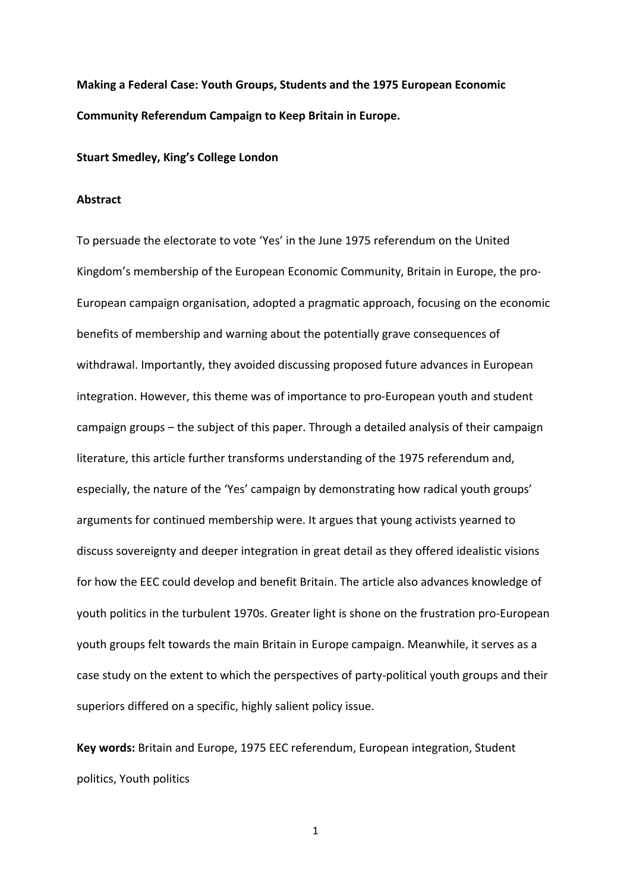**Making a Federal Case: Youth Groups, Students and the 1975 European Economic Community Referendum Campaign to Keep Britain in Europe.**

**Stuart Smedley, King's College London**

**Abstract**

To persuade the electorate to vote 'Yes' in the June 1975 referendum on the United Kingdom's membership of the European Economic Community, Britain in Europe, the pro-European campaign organisation, adopted a pragmatic approach, focusing on the economic benefits of membership and warning about the potentially grave consequences of withdrawal. Importantly, they avoided discussing proposed future advances in European integration. However, this theme was of importance to pro-European youth and student campaign groups – the subject of this paper. Through a detailed analysis of their campaign literature, this article further transforms understanding of the 1975 referendum and, especially, the nature of the 'Yes' campaign by demonstrating how radical youth groups' arguments for continued membership were. It argues that young activists yearned to discuss sovereignty and deeper integration in great detail as they offered idealistic visions for how the EEC could develop and benefit Britain. The article also advances knowledge of youth politics in the turbulent 1970s. Greater light is shone on the frustration pro-European youth groups felt towards the main Britain in Europe campaign. Meanwhile, it serves as a case study on the extent to which the perspectives of party-political youth groups and their superiors differed on a specific, highly salient policy issue.

**Key words:** Britain and Europe, 1975 EEC referendum, European integration, Student politics, Youth politics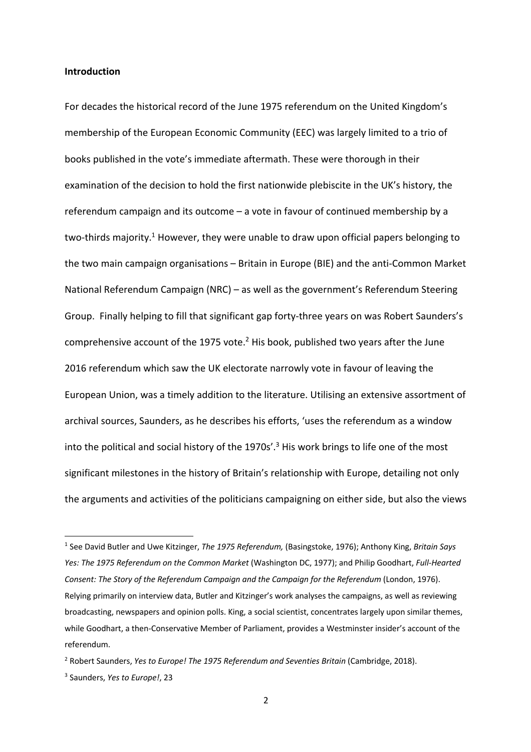**Introduction**

For decades the historical record of the June 1975 referendum on the United Kingdom's membership of the European Economic Community (EEC) was largely limited to a trio of books published in the vote's immediate aftermath. These were thorough in their examination of the decision to hold the first nationwide plebiscite in the UK's history, the referendum campaign and its outcome – a vote in favour of continued membership by a two-thirds majority.[1] However, they were unable to draw upon official papers belonging to the two main campaign organisations – Britain in Europe (BIE) and the anti-Common Market National Referendum Campaign (NRC) – as well as the government's Referendum Steering Group. Finally helping to fill that significant gap forty-three years on was Robert Saunders's comprehensive account of the 1975 vote.[2] His book, published two years after the June 2016 referendum which saw the UK electorate narrowly vote in favour of leaving the European Union, was a timely addition to the literature. Utilising an extensive assortment of archival sources, Saunders, as he describes his efforts, 'uses the referendum as a window into the political and social history of the 1970s'.[3] His work brings to life one of the most significant milestones in the history of Britain's relationship with Europe, detailing not only the arguments and activities of the politicians campaigning on either side, but also the views

---

[1] See David Butler and Uwe Kitzinger, *The 1975 Referendum,* (Basingstoke, 1976); Anthony King, *Britain Says Yes: The 1975 Referendum on the Common Market* (Washington DC, 1977); and Philip Goodhart, *Full-Hearted Consent: The Story of the Referendum Campaign and the Campaign for the Referendum* (London, 1976). Relying primarily on interview data, Butler and Kitzinger's work analyses the campaigns, as well as reviewing broadcasting, newspapers and opinion polls. King, a social scientist, concentrates largely upon similar themes, while Goodhart, a then-Conservative Member of Parliament, provides a Westminster insider's account of the referendum.

[2] Robert Saunders, *Yes to Europe! The 1975 Referendum and Seventies Britain* (Cambridge, 2018).

[3] Saunders, *Yes to Europe!*, 23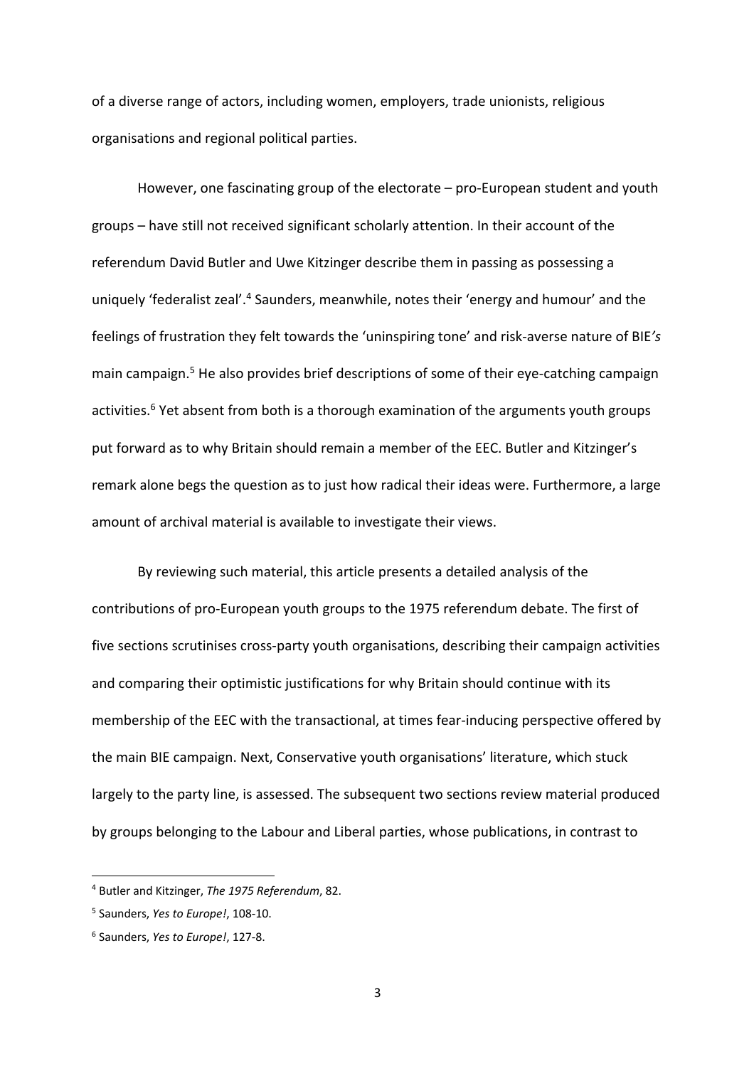of a diverse range of actors, including women, employers, trade unionists, religious organisations and regional political parties.

However, one fascinating group of the electorate – pro-European student and youth groups – have still not received significant scholarly attention. In their account of the referendum David Butler and Uwe Kitzinger describe them in passing as possessing a uniquely 'federalist zeal'.[4] Saunders, meanwhile, notes their 'energy and humour' and the feelings of frustration they felt towards the 'uninspiring tone' and risk-averse nature of BIE*'s* main campaign.[5] He also provides brief descriptions of some of their eye-catching campaign activities.[6] Yet absent from both is a thorough examination of the arguments youth groups put forward as to why Britain should remain a member of the EEC. Butler and Kitzinger's remark alone begs the question as to just how radical their ideas were. Furthermore, a large amount of archival material is available to investigate their views.

By reviewing such material, this article presents a detailed analysis of the contributions of pro-European youth groups to the 1975 referendum debate. The first of five sections scrutinises cross-party youth organisations, describing their campaign activities and comparing their optimistic justifications for why Britain should continue with its membership of the EEC with the transactional, at times fear-inducing perspective offered by the main BIE campaign. Next, Conservative youth organisations' literature, which stuck largely to the party line, is assessed. The subsequent two sections review material produced by groups belonging to the Labour and Liberal parties, whose publications, in contrast to

---

[4] Butler and Kitzinger, *The 1975 Referendum*, 82.

[5] Saunders, *Yes to Europe!*, 108-10.

[6] Saunders, *Yes to Europe!*, 127-8.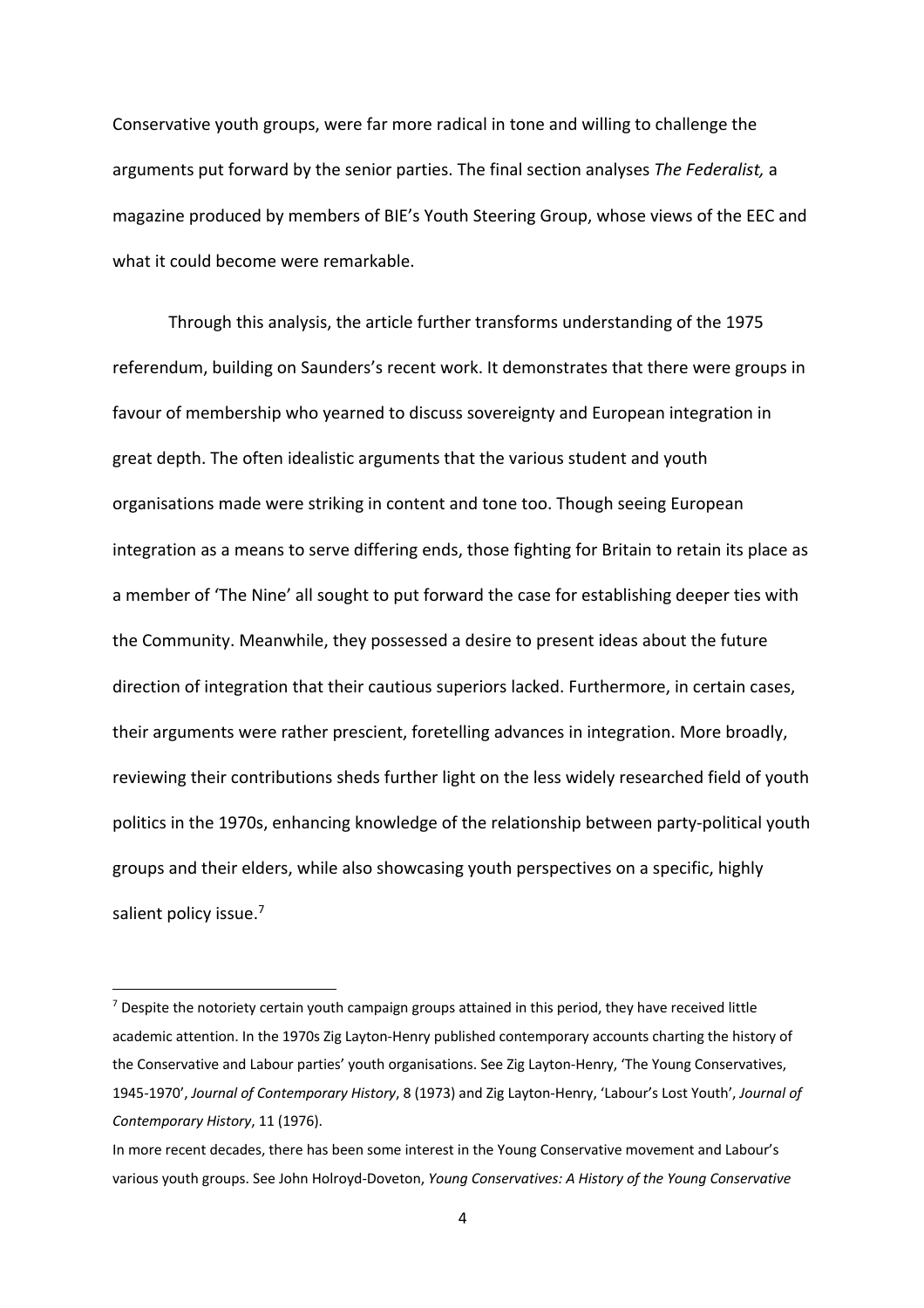Conservative youth groups, were far more radical in tone and willing to challenge the arguments put forward by the senior parties. The final section analyses *The Federalist,* a magazine produced by members of BIE's Youth Steering Group, whose views of the EEC and what it could become were remarkable.

Through this analysis, the article further transforms understanding of the 1975 referendum, building on Saunders's recent work. It demonstrates that there were groups in favour of membership who yearned to discuss sovereignty and European integration in great depth. The often idealistic arguments that the various student and youth organisations made were striking in content and tone too. Though seeing European integration as a means to serve differing ends, those fighting for Britain to retain its place as a member of 'The Nine' all sought to put forward the case for establishing deeper ties with the Community. Meanwhile, they possessed a desire to present ideas about the future direction of integration that their cautious superiors lacked. Furthermore, in certain cases, their arguments were rather prescient, foretelling advances in integration. More broadly, reviewing their contributions sheds further light on the less widely researched field of youth politics in the 1970s, enhancing knowledge of the relationship between party-political youth groups and their elders, while also showcasing youth perspectives on a specific, highly salient policy issue.[7]

---

[7] Despite the notoriety certain youth campaign groups attained in this period, they have received little academic attention. In the 1970s Zig Layton-Henry published contemporary accounts charting the history of the Conservative and Labour parties' youth organisations. See Zig Layton-Henry, 'The Young Conservatives, 1945-1970', *Journal of Contemporary History*, 8 (1973) and Zig Layton-Henry, 'Labour's Lost Youth', *Journal of Contemporary History*, 11 (1976).

In more recent decades, there has been some interest in the Young Conservative movement and Labour's various youth groups. See John Holroyd-Doveton, *Young Conservatives: A History of the Young Conservative*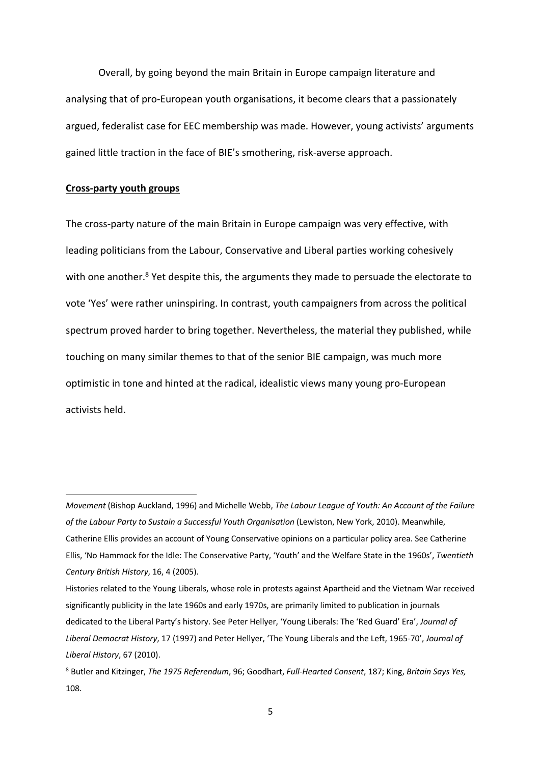Overall, by going beyond the main Britain in Europe campaign literature and analysing that of pro-European youth organisations, it become clears that a passionately argued, federalist case for EEC membership was made. However, young activists' arguments gained little traction in the face of BIE's smothering, risk-averse approach.

## Cross-party youth groups

The cross-party nature of the main Britain in Europe campaign was very effective, with leading politicians from the Labour, Conservative and Liberal parties working cohesively with one another.[8] Yet despite this, the arguments they made to persuade the electorate to vote 'Yes' were rather uninspiring. In contrast, youth campaigners from across the political spectrum proved harder to bring together. Nevertheless, the material they published, while touching on many similar themes to that of the senior BIE campaign, was much more optimistic in tone and hinted at the radical, idealistic views many young pro-European activists held.

---

*Movement* (Bishop Auckland, 1996) and Michelle Webb, *The Labour League of Youth: An Account of the Failure of the Labour Party to Sustain a Successful Youth Organisation* (Lewiston, New York, 2010). Meanwhile, Catherine Ellis provides an account of Young Conservative opinions on a particular policy area. See Catherine Ellis, 'No Hammock for the Idle: The Conservative Party, 'Youth' and the Welfare State in the 1960s', *Twentieth Century British History*, 16, 4 (2005).

Histories related to the Young Liberals, whose role in protests against Apartheid and the Vietnam War received significantly publicity in the late 1960s and early 1970s, are primarily limited to publication in journals dedicated to the Liberal Party's history. See Peter Hellyer, 'Young Liberals: The 'Red Guard' Era', *Journal of Liberal Democrat History*, 17 (1997) and Peter Hellyer, 'The Young Liberals and the Left, 1965-70', *Journal of Liberal History*, 67 (2010).

[8] Butler and Kitzinger, *The 1975 Referendum*, 96; Goodhart, *Full-Hearted Consent*, 187; King, *Britain Says Yes,* 108.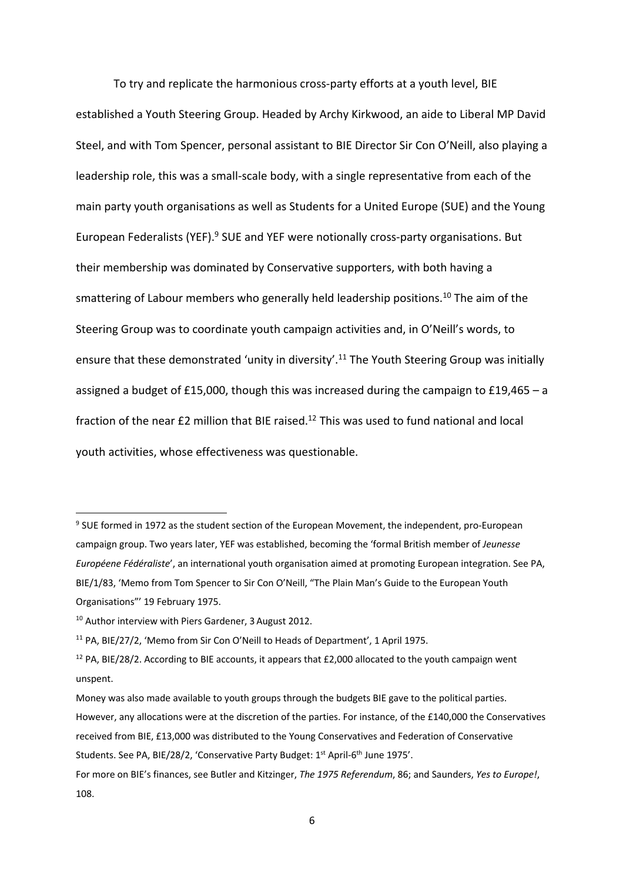To try and replicate the harmonious cross-party efforts at a youth level, BIE established a Youth Steering Group. Headed by Archy Kirkwood, an aide to Liberal MP David Steel, and with Tom Spencer, personal assistant to BIE Director Sir Con O'Neill, also playing a leadership role, this was a small-scale body, with a single representative from each of the main party youth organisations as well as Students for a United Europe (SUE) and the Young European Federalists (YEF).[9] SUE and YEF were notionally cross-party organisations. But their membership was dominated by Conservative supporters, with both having a smattering of Labour members who generally held leadership positions.[10] The aim of the Steering Group was to coordinate youth campaign activities and, in O'Neill's words, to ensure that these demonstrated 'unity in diversity'.[11] The Youth Steering Group was initially assigned a budget of £15,000, though this was increased during the campaign to £19,465 – a fraction of the near £2 million that BIE raised.[12] This was used to fund national and local youth activities, whose effectiveness was questionable.

---

[9] SUE formed in 1972 as the student section of the European Movement, the independent, pro-European campaign group. Two years later, YEF was established, becoming the 'formal British member of *Jeunesse Européene Fédéraliste*', an international youth organisation aimed at promoting European integration. See PA, BIE/1/83, 'Memo from Tom Spencer to Sir Con O'Neill, "The Plain Man's Guide to the European Youth Organisations"' 19 February 1975.

[10] Author interview with Piers Gardener, 3 August 2012.

[11] PA, BIE/27/2, 'Memo from Sir Con O'Neill to Heads of Department', 1 April 1975.

[12] PA, BIE/28/2. According to BIE accounts, it appears that £2,000 allocated to the youth campaign went unspent.

Money was also made available to youth groups through the budgets BIE gave to the political parties. However, any allocations were at the discretion of the parties. For instance, of the £140,000 the Conservatives received from BIE, £13,000 was distributed to the Young Conservatives and Federation of Conservative Students. See PA, BIE/28/2, 'Conservative Party Budget: 1st April-6th June 1975'.

For more on BIE's finances, see Butler and Kitzinger, *The 1975 Referendum*, 86; and Saunders, *Yes to Europe!*, 108.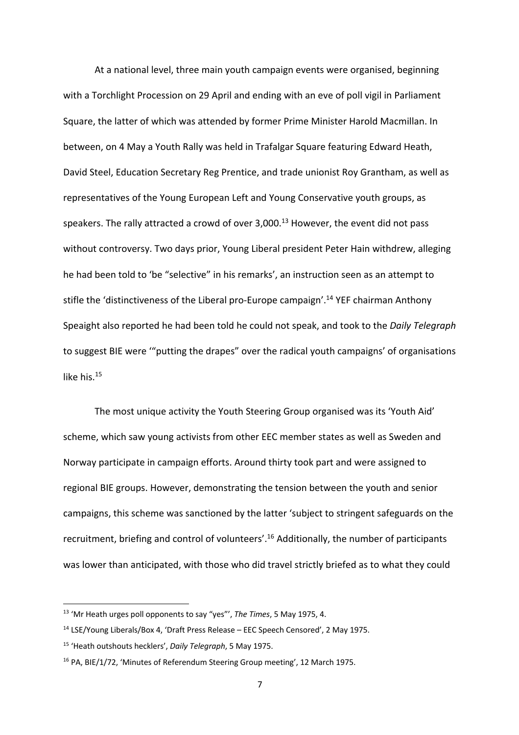At a national level, three main youth campaign events were organised, beginning with a Torchlight Procession on 29 April and ending with an eve of poll vigil in Parliament Square, the latter of which was attended by former Prime Minister Harold Macmillan. In between, on 4 May a Youth Rally was held in Trafalgar Square featuring Edward Heath, David Steel, Education Secretary Reg Prentice, and trade unionist Roy Grantham, as well as representatives of the Young European Left and Young Conservative youth groups, as speakers. The rally attracted a crowd of over 3,000.[13] However, the event did not pass without controversy. Two days prior, Young Liberal president Peter Hain withdrew, alleging he had been told to 'be "selective" in his remarks', an instruction seen as an attempt to stifle the 'distinctiveness of the Liberal pro-Europe campaign'.[14] YEF chairman Anthony Speaight also reported he had been told he could not speak, and took to the *Daily Telegraph* to suggest BIE were '"putting the drapes" over the radical youth campaigns' of organisations like his.[15]

The most unique activity the Youth Steering Group organised was its 'Youth Aid' scheme, which saw young activists from other EEC member states as well as Sweden and Norway participate in campaign efforts. Around thirty took part and were assigned to regional BIE groups. However, demonstrating the tension between the youth and senior campaigns, this scheme was sanctioned by the latter 'subject to stringent safeguards on the recruitment, briefing and control of volunteers'.[16] Additionally, the number of participants was lower than anticipated, with those who did travel strictly briefed as to what they could

---

[13] 'Mr Heath urges poll opponents to say "yes"', *The Times*, 5 May 1975, 4.

[14] LSE/Young Liberals/Box 4, 'Draft Press Release – EEC Speech Censored', 2 May 1975.

[15] 'Heath outshouts hecklers', *Daily Telegraph*, 5 May 1975.

[16] PA, BIE/1/72, 'Minutes of Referendum Steering Group meeting', 12 March 1975.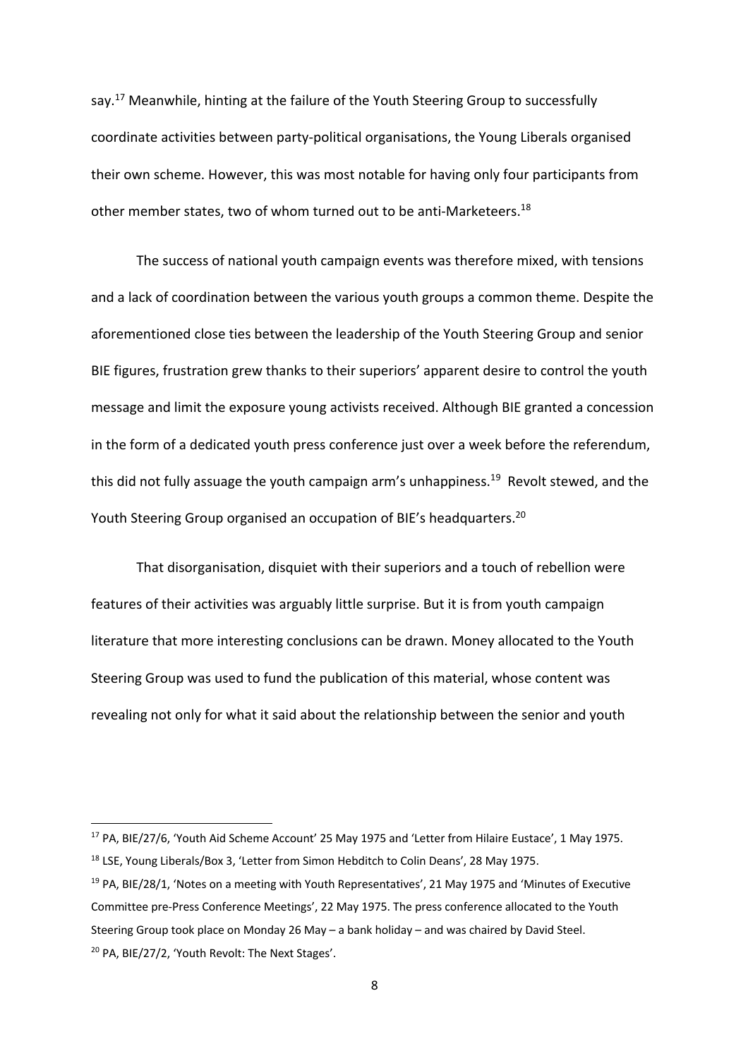say.[17] Meanwhile, hinting at the failure of the Youth Steering Group to successfully coordinate activities between party-political organisations, the Young Liberals organised their own scheme. However, this was most notable for having only four participants from other member states, two of whom turned out to be anti-Marketeers.[18]

The success of national youth campaign events was therefore mixed, with tensions and a lack of coordination between the various youth groups a common theme. Despite the aforementioned close ties between the leadership of the Youth Steering Group and senior BIE figures, frustration grew thanks to their superiors' apparent desire to control the youth message and limit the exposure young activists received. Although BIE granted a concession in the form of a dedicated youth press conference just over a week before the referendum, this did not fully assuage the youth campaign arm's unhappiness.[19] Revolt stewed, and the Youth Steering Group organised an occupation of BIE's headquarters.[20]

That disorganisation, disquiet with their superiors and a touch of rebellion were features of their activities was arguably little surprise. But it is from youth campaign literature that more interesting conclusions can be drawn. Money allocated to the Youth Steering Group was used to fund the publication of this material, whose content was revealing not only for what it said about the relationship between the senior and youth

---

[17] PA, BIE/27/6, 'Youth Aid Scheme Account' 25 May 1975 and 'Letter from Hilaire Eustace', 1 May 1975.

[18] LSE, Young Liberals/Box 3, 'Letter from Simon Hebditch to Colin Deans', 28 May 1975.

[19] PA, BIE/28/1, 'Notes on a meeting with Youth Representatives', 21 May 1975 and 'Minutes of Executive Committee pre-Press Conference Meetings', 22 May 1975. The press conference allocated to the Youth Steering Group took place on Monday 26 May – a bank holiday – and was chaired by David Steel.

[20] PA, BIE/27/2, 'Youth Revolt: The Next Stages'.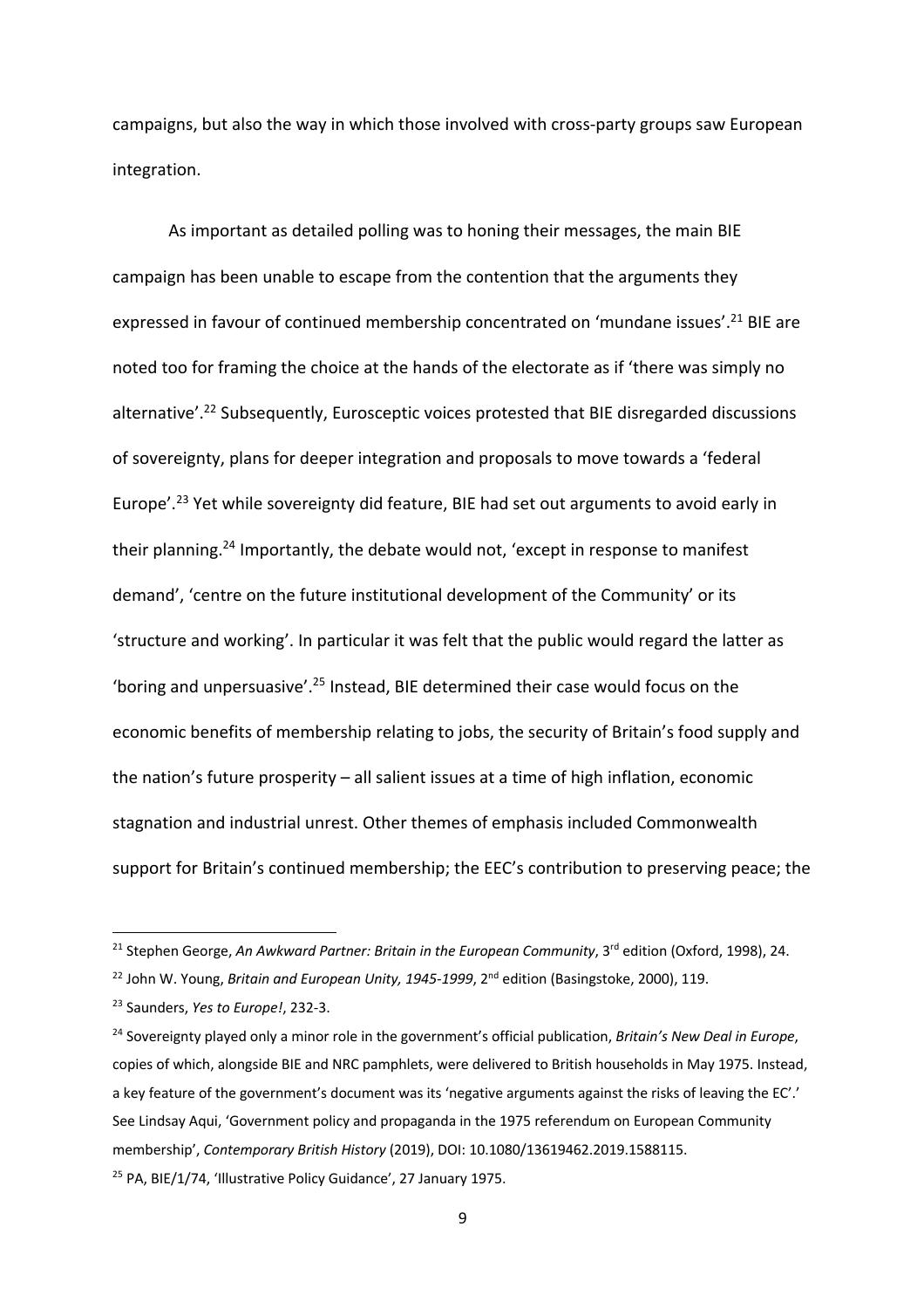campaigns, but also the way in which those involved with cross-party groups saw European integration.

As important as detailed polling was to honing their messages, the main BIE campaign has been unable to escape from the contention that the arguments they expressed in favour of continued membership concentrated on 'mundane issues'.[21] BIE are noted too for framing the choice at the hands of the electorate as if 'there was simply no alternative'.[22] Subsequently, Eurosceptic voices protested that BIE disregarded discussions of sovereignty, plans for deeper integration and proposals to move towards a 'federal Europe'.[23] Yet while sovereignty did feature, BIE had set out arguments to avoid early in their planning.[24] Importantly, the debate would not, 'except in response to manifest demand', 'centre on the future institutional development of the Community' or its 'structure and working'. In particular it was felt that the public would regard the latter as 'boring and unpersuasive'.[25] Instead, BIE determined their case would focus on the economic benefits of membership relating to jobs, the security of Britain's food supply and the nation's future prosperity – all salient issues at a time of high inflation, economic stagnation and industrial unrest. Other themes of emphasis included Commonwealth support for Britain's continued membership; the EEC's contribution to preserving peace; the

---

[21] Stephen George, *An Awkward Partner: Britain in the European Community*, 3rd edition (Oxford, 1998), 24.

[22] John W. Young, *Britain and European Unity, 1945-1999*, 2nd edition (Basingstoke, 2000), 119.

[23] Saunders, *Yes to Europe!*, 232-3.

[24] Sovereignty played only a minor role in the government's official publication, *Britain's New Deal in Europe*, copies of which, alongside BIE and NRC pamphlets, were delivered to British households in May 1975. Instead, a key feature of the government's document was its 'negative arguments against the risks of leaving the EC'.' See Lindsay Aqui, 'Government policy and propaganda in the 1975 referendum on European Community membership', *Contemporary British History* (2019), DOI: 10.1080/13619462.2019.1588115.

[25] PA, BIE/1/74, 'Illustrative Policy Guidance', 27 January 1975.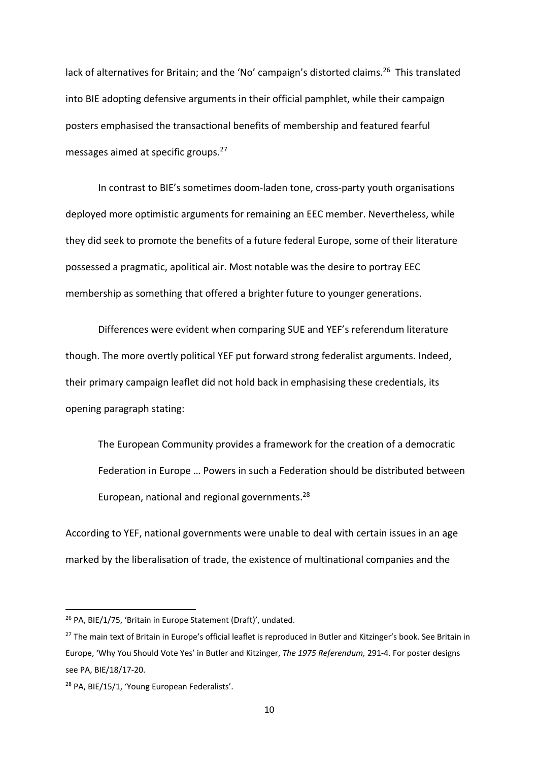lack of alternatives for Britain; and the 'No' campaign's distorted claims.[26] This translated into BIE adopting defensive arguments in their official pamphlet, while their campaign posters emphasised the transactional benefits of membership and featured fearful messages aimed at specific groups.[27]

In contrast to BIE's sometimes doom-laden tone, cross-party youth organisations deployed more optimistic arguments for remaining an EEC member. Nevertheless, while they did seek to promote the benefits of a future federal Europe, some of their literature possessed a pragmatic, apolitical air. Most notable was the desire to portray EEC membership as something that offered a brighter future to younger generations.

Differences were evident when comparing SUE and YEF's referendum literature though. The more overtly political YEF put forward strong federalist arguments. Indeed, their primary campaign leaflet did not hold back in emphasising these credentials, its opening paragraph stating:

> The European Community provides a framework for the creation of a democratic Federation in Europe … Powers in such a Federation should be distributed between European, national and regional governments.[28]

According to YEF, national governments were unable to deal with certain issues in an age marked by the liberalisation of trade, the existence of multinational companies and the

---

[26] PA, BIE/1/75, 'Britain in Europe Statement (Draft)', undated.

[27] The main text of Britain in Europe's official leaflet is reproduced in Butler and Kitzinger's book. See Britain in Europe, 'Why You Should Vote Yes' in Butler and Kitzinger, *The 1975 Referendum,* 291-4. For poster designs see PA, BIE/18/17-20.

[28] PA, BIE/15/1, 'Young European Federalists'.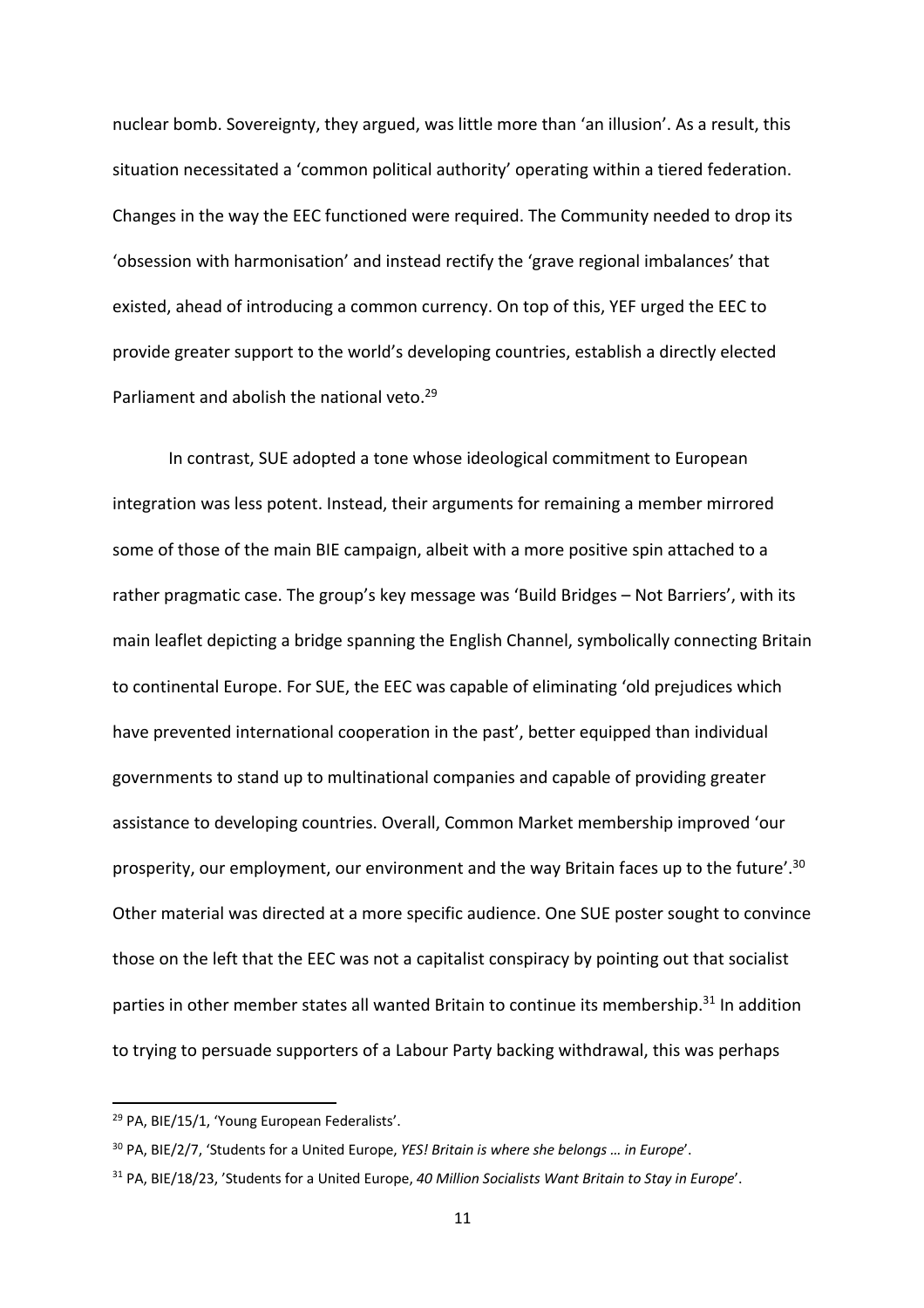nuclear bomb. Sovereignty, they argued, was little more than 'an illusion'. As a result, this situation necessitated a 'common political authority' operating within a tiered federation. Changes in the way the EEC functioned were required. The Community needed to drop its 'obsession with harmonisation' and instead rectify the 'grave regional imbalances' that existed, ahead of introducing a common currency. On top of this, YEF urged the EEC to provide greater support to the world's developing countries, establish a directly elected Parliament and abolish the national veto.[29]

In contrast, SUE adopted a tone whose ideological commitment to European integration was less potent. Instead, their arguments for remaining a member mirrored some of those of the main BIE campaign, albeit with a more positive spin attached to a rather pragmatic case. The group's key message was 'Build Bridges – Not Barriers', with its main leaflet depicting a bridge spanning the English Channel, symbolically connecting Britain to continental Europe. For SUE, the EEC was capable of eliminating 'old prejudices which have prevented international cooperation in the past', better equipped than individual governments to stand up to multinational companies and capable of providing greater assistance to developing countries. Overall, Common Market membership improved 'our prosperity, our employment, our environment and the way Britain faces up to the future'.[30] Other material was directed at a more specific audience. One SUE poster sought to convince those on the left that the EEC was not a capitalist conspiracy by pointing out that socialist parties in other member states all wanted Britain to continue its membership.[31] In addition to trying to persuade supporters of a Labour Party backing withdrawal, this was perhaps

---

[29] PA, BIE/15/1, 'Young European Federalists'.

[30] PA, BIE/2/7, 'Students for a United Europe, *YES! Britain is where she belongs … in Europe*'.

[31] PA, BIE/18/23, 'Students for a United Europe, *40 Million Socialists Want Britain to Stay in Europe*'.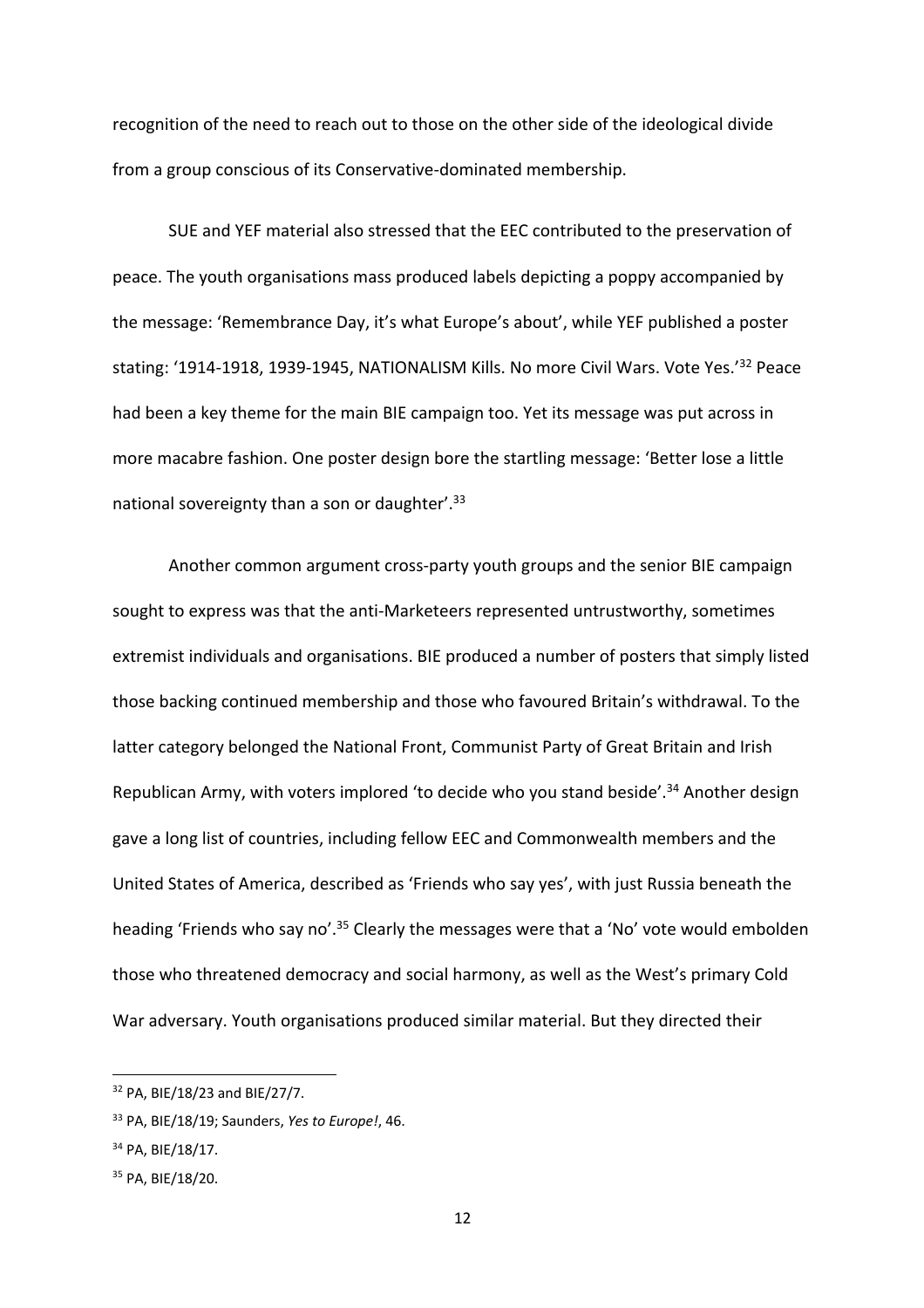recognition of the need to reach out to those on the other side of the ideological divide from a group conscious of its Conservative-dominated membership.

SUE and YEF material also stressed that the EEC contributed to the preservation of peace. The youth organisations mass produced labels depicting a poppy accompanied by the message: 'Remembrance Day, it's what Europe's about', while YEF published a poster stating: '1914-1918, 1939-1945, NATIONALISM Kills. No more Civil Wars. Vote Yes.'[32] Peace had been a key theme for the main BIE campaign too. Yet its message was put across in more macabre fashion. One poster design bore the startling message: 'Better lose a little national sovereignty than a son or daughter'.[33]

Another common argument cross-party youth groups and the senior BIE campaign sought to express was that the anti-Marketeers represented untrustworthy, sometimes extremist individuals and organisations. BIE produced a number of posters that simply listed those backing continued membership and those who favoured Britain's withdrawal. To the latter category belonged the National Front, Communist Party of Great Britain and Irish Republican Army, with voters implored 'to decide who you stand beside'.[34] Another design gave a long list of countries, including fellow EEC and Commonwealth members and the United States of America, described as 'Friends who say yes', with just Russia beneath the heading 'Friends who say no'.[35] Clearly the messages were that a 'No' vote would embolden those who threatened democracy and social harmony, as well as the West's primary Cold War adversary. Youth organisations produced similar material. But they directed their

---

[32] PA, BIE/18/23 and BIE/27/7.

[33] PA, BIE/18/19; Saunders, *Yes to Europe!*, 46.

[34] PA, BIE/18/17.

[35] PA, BIE/18/20.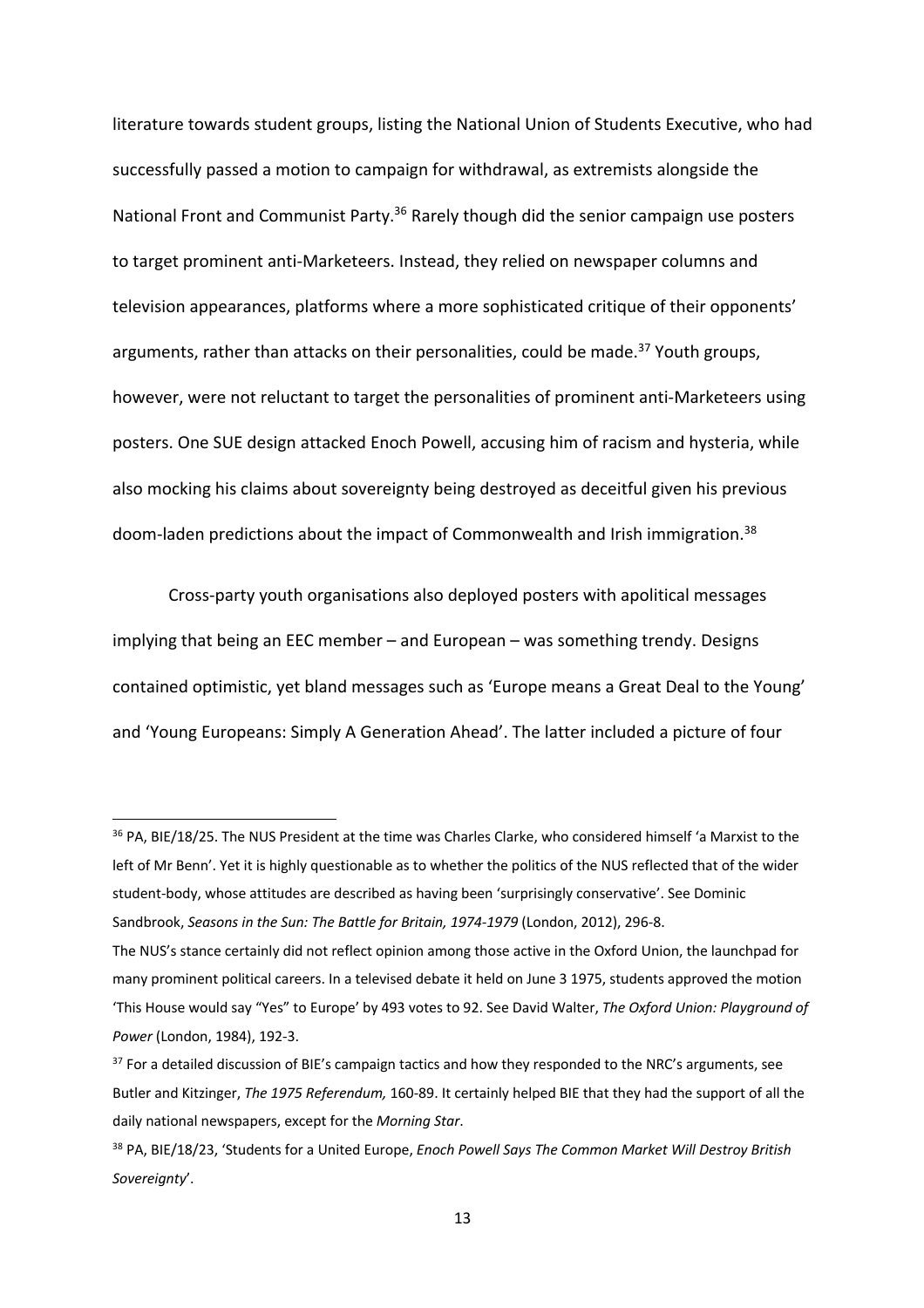literature towards student groups, listing the National Union of Students Executive, who had successfully passed a motion to campaign for withdrawal, as extremists alongside the National Front and Communist Party.[36] Rarely though did the senior campaign use posters to target prominent anti-Marketeers. Instead, they relied on newspaper columns and television appearances, platforms where a more sophisticated critique of their opponents' arguments, rather than attacks on their personalities, could be made.[37] Youth groups, however, were not reluctant to target the personalities of prominent anti-Marketeers using posters. One SUE design attacked Enoch Powell, accusing him of racism and hysteria, while also mocking his claims about sovereignty being destroyed as deceitful given his previous doom-laden predictions about the impact of Commonwealth and Irish immigration.[38]

Cross-party youth organisations also deployed posters with apolitical messages implying that being an EEC member – and European – was something trendy. Designs contained optimistic, yet bland messages such as 'Europe means a Great Deal to the Young' and 'Young Europeans: Simply A Generation Ahead'. The latter included a picture of four

---

[36] PA, BIE/18/25. The NUS President at the time was Charles Clarke, who considered himself 'a Marxist to the left of Mr Benn'. Yet it is highly questionable as to whether the politics of the NUS reflected that of the wider student-body, whose attitudes are described as having been 'surprisingly conservative'. See Dominic Sandbrook, *Seasons in the Sun: The Battle for Britain, 1974-1979* (London, 2012), 296-8.

The NUS's stance certainly did not reflect opinion among those active in the Oxford Union, the launchpad for many prominent political careers. In a televised debate it held on June 3 1975, students approved the motion 'This House would say "Yes" to Europe' by 493 votes to 92. See David Walter, *The Oxford Union: Playground of Power* (London, 1984), 192-3.

[37] For a detailed discussion of BIE's campaign tactics and how they responded to the NRC's arguments, see Butler and Kitzinger, *The 1975 Referendum,* 160-89. It certainly helped BIE that they had the support of all the daily national newspapers, except for the *Morning Star*.

[38] PA, BIE/18/23, 'Students for a United Europe, *Enoch Powell Says The Common Market Will Destroy British Sovereignty*'.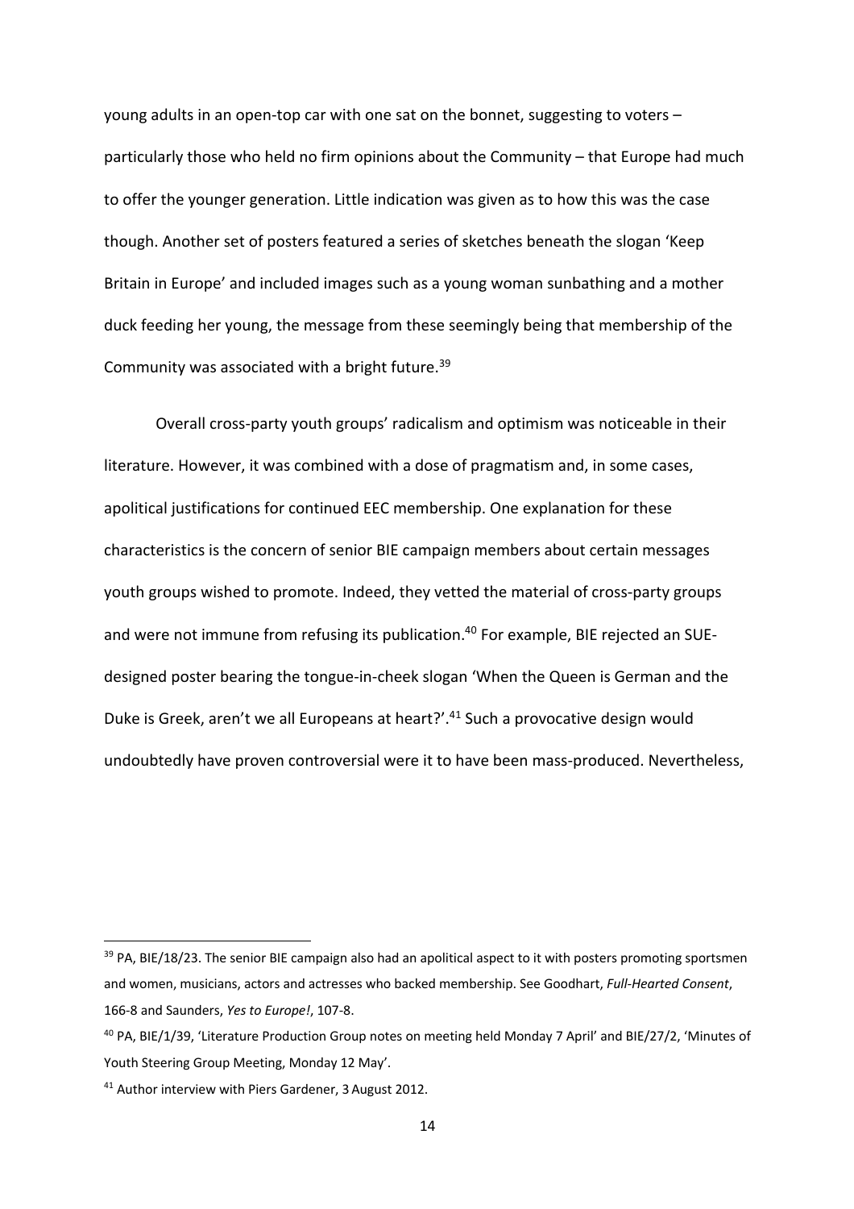young adults in an open-top car with one sat on the bonnet, suggesting to voters – particularly those who held no firm opinions about the Community – that Europe had much to offer the younger generation. Little indication was given as to how this was the case though. Another set of posters featured a series of sketches beneath the slogan 'Keep Britain in Europe' and included images such as a young woman sunbathing and a mother duck feeding her young, the message from these seemingly being that membership of the Community was associated with a bright future.[39]

Overall cross-party youth groups' radicalism and optimism was noticeable in their literature. However, it was combined with a dose of pragmatism and, in some cases, apolitical justifications for continued EEC membership. One explanation for these characteristics is the concern of senior BIE campaign members about certain messages youth groups wished to promote. Indeed, they vetted the material of cross-party groups and were not immune from refusing its publication.[40] For example, BIE rejected an SUE-designed poster bearing the tongue-in-cheek slogan 'When the Queen is German and the Duke is Greek, aren't we all Europeans at heart?'.[41] Such a provocative design would undoubtedly have proven controversial were it to have been mass-produced. Nevertheless,

---

[39] PA, BIE/18/23. The senior BIE campaign also had an apolitical aspect to it with posters promoting sportsmen and women, musicians, actors and actresses who backed membership. See Goodhart, *Full-Hearted Consent*, 166-8 and Saunders, *Yes to Europe!*, 107-8.

[40] PA, BIE/1/39, 'Literature Production Group notes on meeting held Monday 7 April' and BIE/27/2, 'Minutes of Youth Steering Group Meeting, Monday 12 May'.

[41] Author interview with Piers Gardener, 3 August 2012.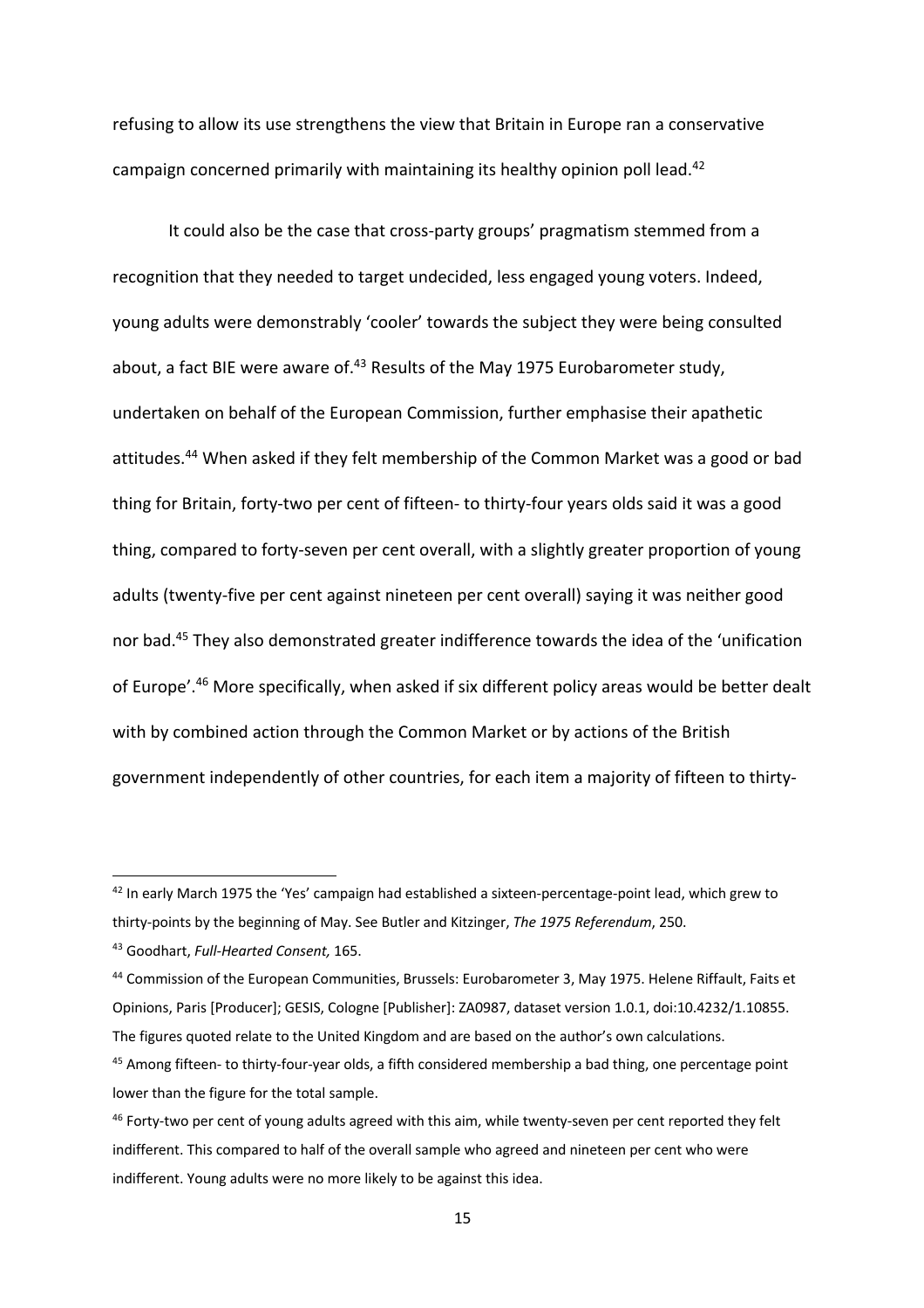refusing to allow its use strengthens the view that Britain in Europe ran a conservative campaign concerned primarily with maintaining its healthy opinion poll lead.[42]

It could also be the case that cross-party groups' pragmatism stemmed from a recognition that they needed to target undecided, less engaged young voters. Indeed, young adults were demonstrably 'cooler' towards the subject they were being consulted about, a fact BIE were aware of.[43] Results of the May 1975 Eurobarometer study, undertaken on behalf of the European Commission, further emphasise their apathetic attitudes.[44] When asked if they felt membership of the Common Market was a good or bad thing for Britain, forty-two per cent of fifteen- to thirty-four years olds said it was a good thing, compared to forty-seven per cent overall, with a slightly greater proportion of young adults (twenty-five per cent against nineteen per cent overall) saying it was neither good nor bad.[45] They also demonstrated greater indifference towards the idea of the 'unification of Europe'.[46] More specifically, when asked if six different policy areas would be better dealt with by combined action through the Common Market or by actions of the British government independently of other countries, for each item a majority of fifteen to thirty-

---

[42] In early March 1975 the 'Yes' campaign had established a sixteen-percentage-point lead, which grew to thirty-points by the beginning of May. See Butler and Kitzinger, *The 1975 Referendum*, 250.

[43] Goodhart, *Full-Hearted Consent,* 165.

[44] Commission of the European Communities, Brussels: Eurobarometer 3, May 1975. Helene Riffault, Faits et Opinions, Paris [Producer]; GESIS, Cologne [Publisher]: ZA0987, dataset version 1.0.1, doi:10.4232/1.10855. The figures quoted relate to the United Kingdom and are based on the author's own calculations.

[45] Among fifteen- to thirty-four-year olds, a fifth considered membership a bad thing, one percentage point lower than the figure for the total sample.

[46] Forty-two per cent of young adults agreed with this aim, while twenty-seven per cent reported they felt indifferent. This compared to half of the overall sample who agreed and nineteen per cent who were indifferent. Young adults were no more likely to be against this idea.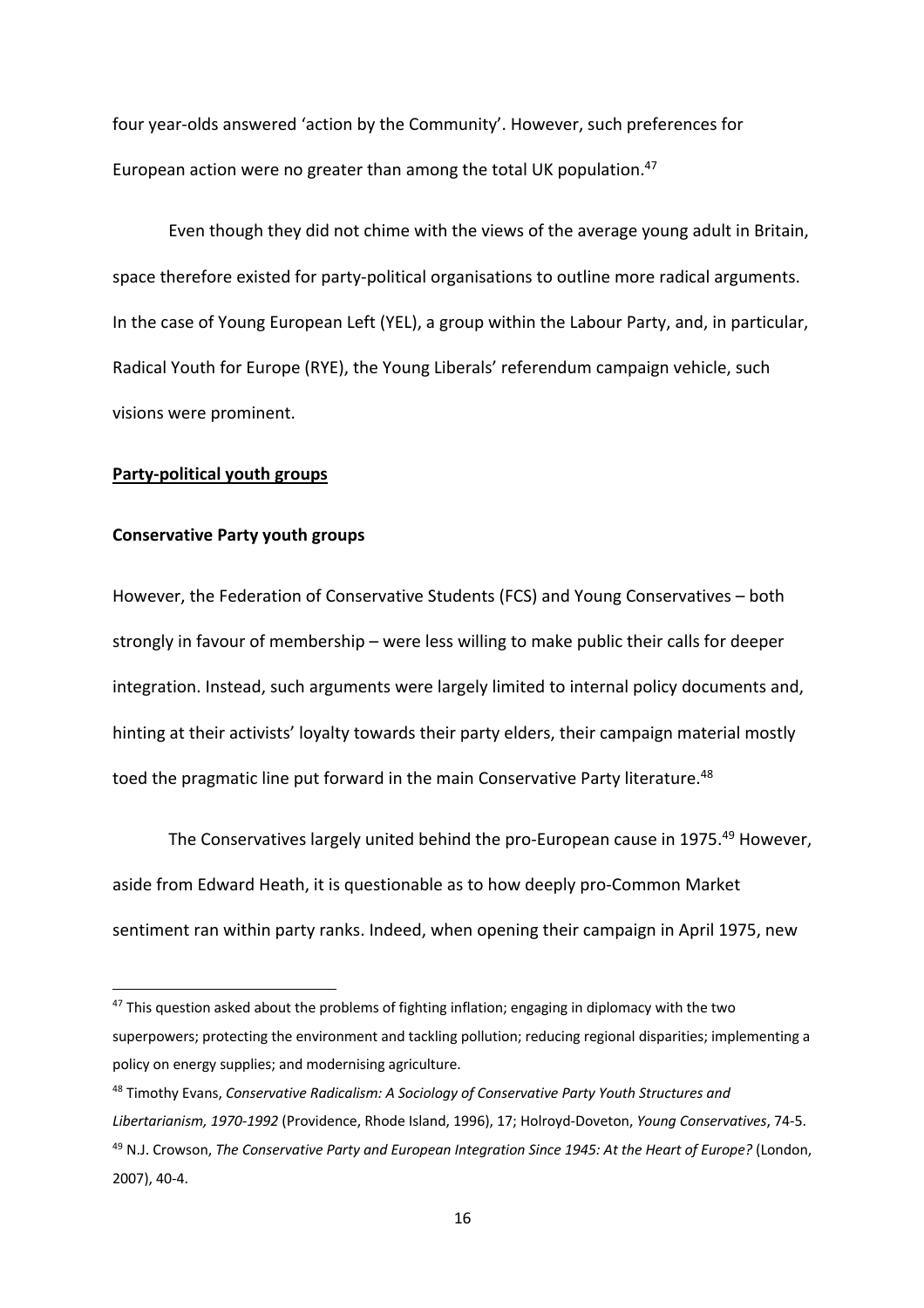four year-olds answered 'action by the Community'. However, such preferences for European action were no greater than among the total UK population.[47]

Even though they did not chime with the views of the average young adult in Britain, space therefore existed for party-political organisations to outline more radical arguments. In the case of Young European Left (YEL), a group within the Labour Party, and, in particular, Radical Youth for Europe (RYE), the Young Liberals' referendum campaign vehicle, such visions were prominent.

## Party-political youth groups

### Conservative Party youth groups

However, the Federation of Conservative Students (FCS) and Young Conservatives – both strongly in favour of membership – were less willing to make public their calls for deeper integration. Instead, such arguments were largely limited to internal policy documents and, hinting at their activists' loyalty towards their party elders, their campaign material mostly toed the pragmatic line put forward in the main Conservative Party literature.[48]

The Conservatives largely united behind the pro-European cause in 1975.[49] However, aside from Edward Heath, it is questionable as to how deeply pro-Common Market sentiment ran within party ranks. Indeed, when opening their campaign in April 1975, new

---

[47] This question asked about the problems of fighting inflation; engaging in diplomacy with the two superpowers; protecting the environment and tackling pollution; reducing regional disparities; implementing a policy on energy supplies; and modernising agriculture.

[48] Timothy Evans, *Conservative Radicalism: A Sociology of Conservative Party Youth Structures and Libertarianism, 1970-1992* (Providence, Rhode Island, 1996), 17; Holroyd-Doveton, *Young Conservatives*, 74-5.

[49] N.J. Crowson, *The Conservative Party and European Integration Since 1945: At the Heart of Europe?* (London, 2007), 40-4.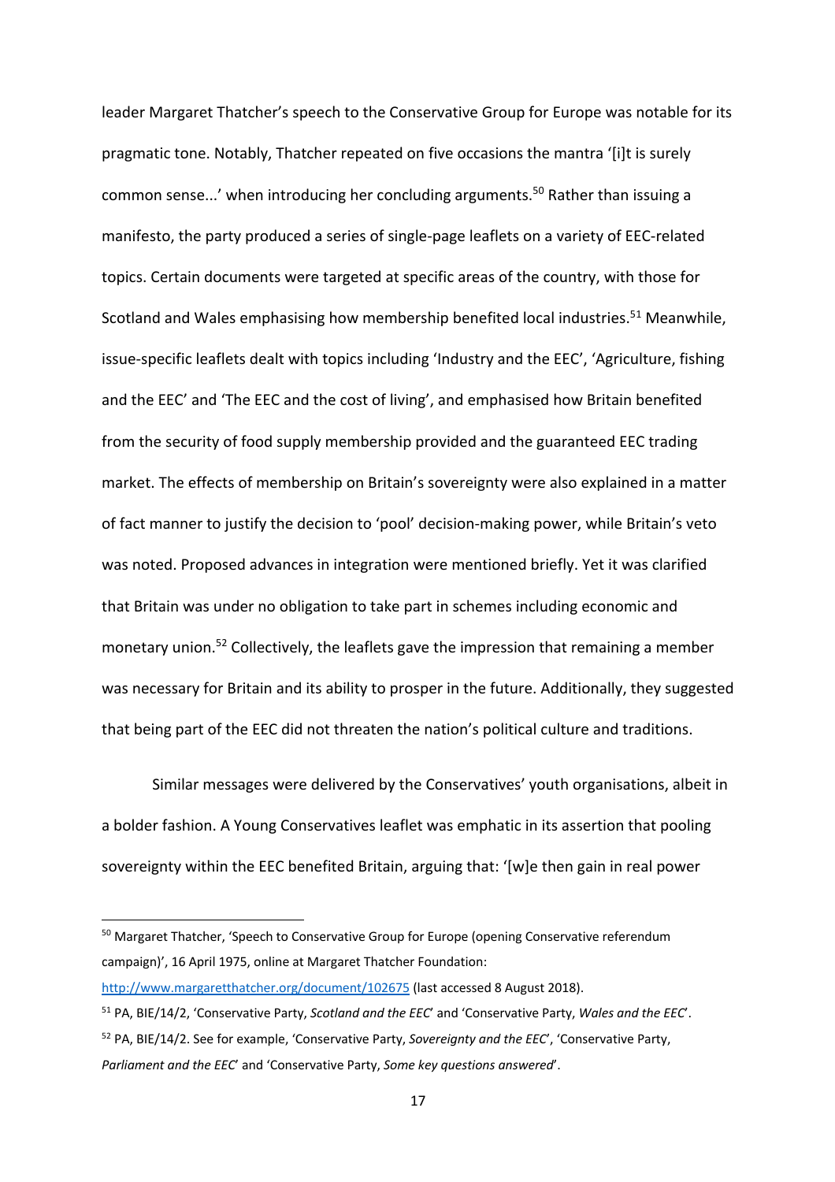leader Margaret Thatcher's speech to the Conservative Group for Europe was notable for its pragmatic tone. Notably, Thatcher repeated on five occasions the mantra '[i]t is surely common sense...' when introducing her concluding arguments.[50] Rather than issuing a manifesto, the party produced a series of single-page leaflets on a variety of EEC-related topics. Certain documents were targeted at specific areas of the country, with those for Scotland and Wales emphasising how membership benefited local industries.[51] Meanwhile, issue-specific leaflets dealt with topics including 'Industry and the EEC', 'Agriculture, fishing and the EEC' and 'The EEC and the cost of living', and emphasised how Britain benefited from the security of food supply membership provided and the guaranteed EEC trading market. The effects of membership on Britain's sovereignty were also explained in a matter of fact manner to justify the decision to 'pool' decision-making power, while Britain's veto was noted. Proposed advances in integration were mentioned briefly. Yet it was clarified that Britain was under no obligation to take part in schemes including economic and monetary union.[52] Collectively, the leaflets gave the impression that remaining a member was necessary for Britain and its ability to prosper in the future. Additionally, they suggested that being part of the EEC did not threaten the nation's political culture and traditions.

Similar messages were delivered by the Conservatives' youth organisations, albeit in a bolder fashion. A Young Conservatives leaflet was emphatic in its assertion that pooling sovereignty within the EEC benefited Britain, arguing that: '[w]e then gain in real power

---

[50] Margaret Thatcher, 'Speech to Conservative Group for Europe (opening Conservative referendum campaign)', 16 April 1975, online at Margaret Thatcher Foundation: http://www.margaretthatcher.org/document/102675 (last accessed 8 August 2018).

[51] PA, BIE/14/2, 'Conservative Party, *Scotland and the EEC*' and 'Conservative Party, *Wales and the EEC*'.

[52] PA, BIE/14/2. See for example, 'Conservative Party, *Sovereignty and the EEC*', 'Conservative Party, *Parliament and the EEC*' and 'Conservative Party, *Some key questions answered*'.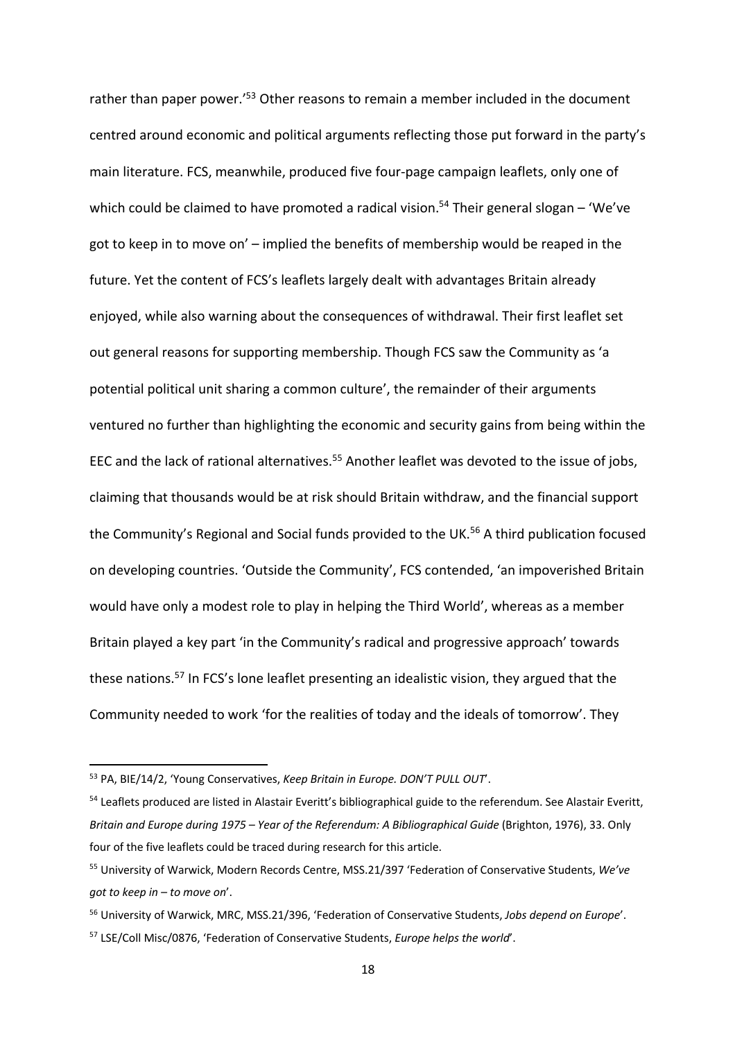rather than paper power.'[53] Other reasons to remain a member included in the document centred around economic and political arguments reflecting those put forward in the party's main literature. FCS, meanwhile, produced five four-page campaign leaflets, only one of which could be claimed to have promoted a radical vision.[54] Their general slogan – 'We've got to keep in to move on' – implied the benefits of membership would be reaped in the future. Yet the content of FCS's leaflets largely dealt with advantages Britain already enjoyed, while also warning about the consequences of withdrawal. Their first leaflet set out general reasons for supporting membership. Though FCS saw the Community as 'a potential political unit sharing a common culture', the remainder of their arguments ventured no further than highlighting the economic and security gains from being within the EEC and the lack of rational alternatives.[55] Another leaflet was devoted to the issue of jobs, claiming that thousands would be at risk should Britain withdraw, and the financial support the Community's Regional and Social funds provided to the UK.[56] A third publication focused on developing countries. 'Outside the Community', FCS contended, 'an impoverished Britain would have only a modest role to play in helping the Third World', whereas as a member Britain played a key part 'in the Community's radical and progressive approach' towards these nations.[57] In FCS's lone leaflet presenting an idealistic vision, they argued that the Community needed to work 'for the realities of today and the ideals of tomorrow'. They

---

[53] PA, BIE/14/2, 'Young Conservatives, *Keep Britain in Europe. DON'T PULL OUT*'.

[54] Leaflets produced are listed in Alastair Everitt's bibliographical guide to the referendum. See Alastair Everitt, *Britain and Europe during 1975 – Year of the Referendum: A Bibliographical Guide* (Brighton, 1976), 33. Only four of the five leaflets could be traced during research for this article.

[55] University of Warwick, Modern Records Centre, MSS.21/397 'Federation of Conservative Students, *We've got to keep in – to move on*'.

[56] University of Warwick, MRC, MSS.21/396, 'Federation of Conservative Students, *Jobs depend on Europe*'.

[57] LSE/Coll Misc/0876, 'Federation of Conservative Students, *Europe helps the world*'.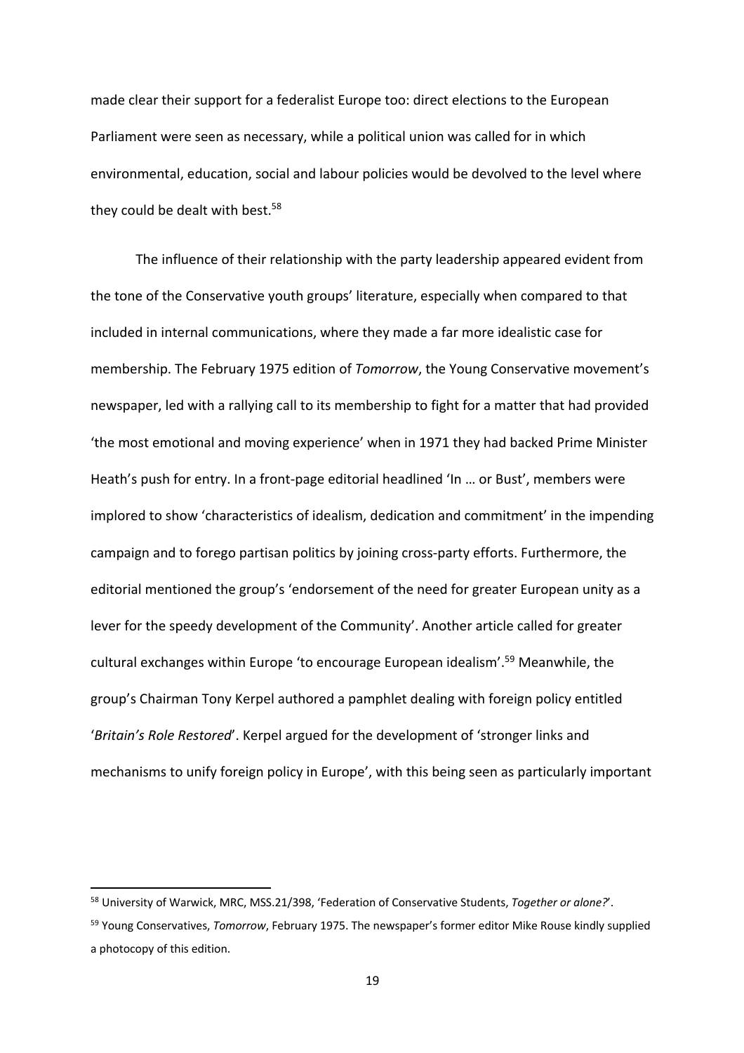made clear their support for a federalist Europe too: direct elections to the European Parliament were seen as necessary, while a political union was called for in which environmental, education, social and labour policies would be devolved to the level where they could be dealt with best.[58]

The influence of their relationship with the party leadership appeared evident from the tone of the Conservative youth groups' literature, especially when compared to that included in internal communications, where they made a far more idealistic case for membership. The February 1975 edition of *Tomorrow*, the Young Conservative movement's newspaper, led with a rallying call to its membership to fight for a matter that had provided 'the most emotional and moving experience' when in 1971 they had backed Prime Minister Heath's push for entry. In a front-page editorial headlined 'In … or Bust', members were implored to show 'characteristics of idealism, dedication and commitment' in the impending campaign and to forego partisan politics by joining cross-party efforts. Furthermore, the editorial mentioned the group's 'endorsement of the need for greater European unity as a lever for the speedy development of the Community'. Another article called for greater cultural exchanges within Europe 'to encourage European idealism'.[59] Meanwhile, the group's Chairman Tony Kerpel authored a pamphlet dealing with foreign policy entitled '*Britain's Role Restored*'. Kerpel argued for the development of 'stronger links and mechanisms to unify foreign policy in Europe', with this being seen as particularly important

[58] University of Warwick, MRC, MSS.21/398, 'Federation of Conservative Students, *Together or alone?*'.

[59] Young Conservatives, *Tomorrow*, February 1975. The newspaper's former editor Mike Rouse kindly supplied a photocopy of this edition.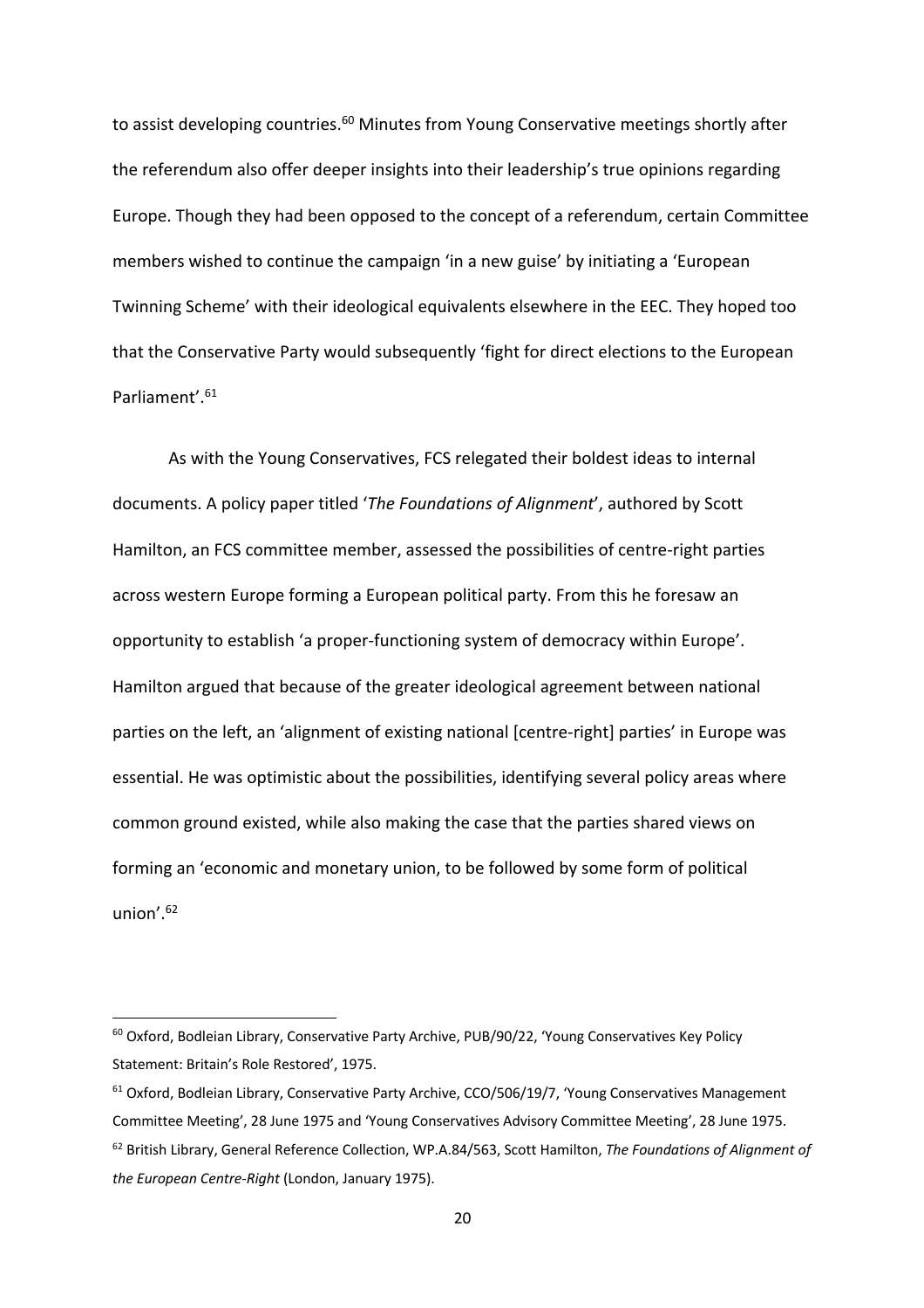to assist developing countries.[60] Minutes from Young Conservative meetings shortly after the referendum also offer deeper insights into their leadership's true opinions regarding Europe. Though they had been opposed to the concept of a referendum, certain Committee members wished to continue the campaign 'in a new guise' by initiating a 'European Twinning Scheme' with their ideological equivalents elsewhere in the EEC. They hoped too that the Conservative Party would subsequently 'fight for direct elections to the European Parliament'.[61]

As with the Young Conservatives, FCS relegated their boldest ideas to internal documents. A policy paper titled '*The Foundations of Alignment*', authored by Scott Hamilton, an FCS committee member, assessed the possibilities of centre-right parties across western Europe forming a European political party. From this he foresaw an opportunity to establish 'a proper-functioning system of democracy within Europe'. Hamilton argued that because of the greater ideological agreement between national parties on the left, an 'alignment of existing national [centre-right] parties' in Europe was essential. He was optimistic about the possibilities, identifying several policy areas where common ground existed, while also making the case that the parties shared views on forming an 'economic and monetary union, to be followed by some form of political union'.[62]

---

[60] Oxford, Bodleian Library, Conservative Party Archive, PUB/90/22, 'Young Conservatives Key Policy Statement: Britain's Role Restored', 1975.

[61] Oxford, Bodleian Library, Conservative Party Archive, CCO/506/19/7, 'Young Conservatives Management Committee Meeting', 28 June 1975 and 'Young Conservatives Advisory Committee Meeting', 28 June 1975.

[62] British Library, General Reference Collection, WP.A.84/563, Scott Hamilton, *The Foundations of Alignment of the European Centre-Right* (London, January 1975).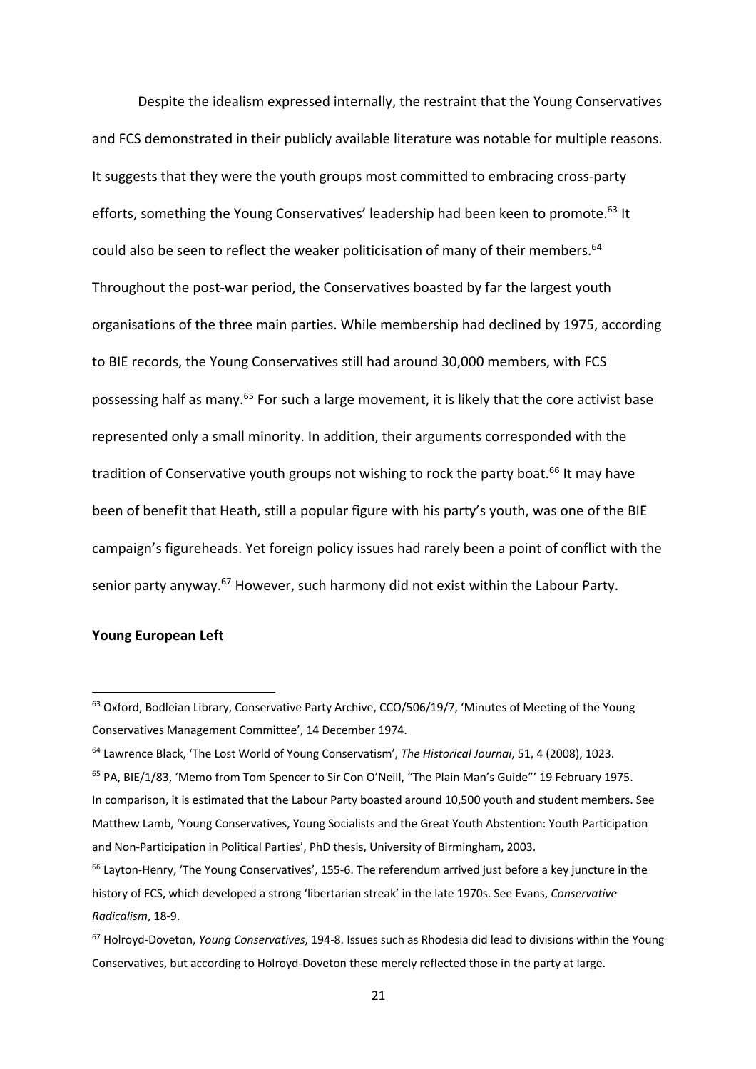Despite the idealism expressed internally, the restraint that the Young Conservatives and FCS demonstrated in their publicly available literature was notable for multiple reasons. It suggests that they were the youth groups most committed to embracing cross-party efforts, something the Young Conservatives' leadership had been keen to promote.[63] It could also be seen to reflect the weaker politicisation of many of their members.[64] Throughout the post-war period, the Conservatives boasted by far the largest youth organisations of the three main parties. While membership had declined by 1975, according to BIE records, the Young Conservatives still had around 30,000 members, with FCS possessing half as many.[65] For such a large movement, it is likely that the core activist base represented only a small minority. In addition, their arguments corresponded with the tradition of Conservative youth groups not wishing to rock the party boat.[66] It may have been of benefit that Heath, still a popular figure with his party's youth, was one of the BIE campaign's figureheads. Yet foreign policy issues had rarely been a point of conflict with the senior party anyway.[67] However, such harmony did not exist within the Labour Party.

**Young European Left**

---

[63] Oxford, Bodleian Library, Conservative Party Archive, CCO/506/19/7, 'Minutes of Meeting of the Young Conservatives Management Committee', 14 December 1974.

[64] Lawrence Black, 'The Lost World of Young Conservatism', *The Historical Journai*, 51, 4 (2008), 1023.

[65] PA, BIE/1/83, 'Memo from Tom Spencer to Sir Con O'Neill, "The Plain Man's Guide"' 19 February 1975. In comparison, it is estimated that the Labour Party boasted around 10,500 youth and student members. See Matthew Lamb, 'Young Conservatives, Young Socialists and the Great Youth Abstention: Youth Participation and Non-Participation in Political Parties', PhD thesis, University of Birmingham, 2003.

[66] Layton-Henry, 'The Young Conservatives', 155-6. The referendum arrived just before a key juncture in the history of FCS, which developed a strong 'libertarian streak' in the late 1970s. See Evans, *Conservative Radicalism*, 18-9.

[67] Holroyd-Doveton, *Young Conservatives*, 194-8. Issues such as Rhodesia did lead to divisions within the Young Conservatives, but according to Holroyd-Doveton these merely reflected those in the party at large.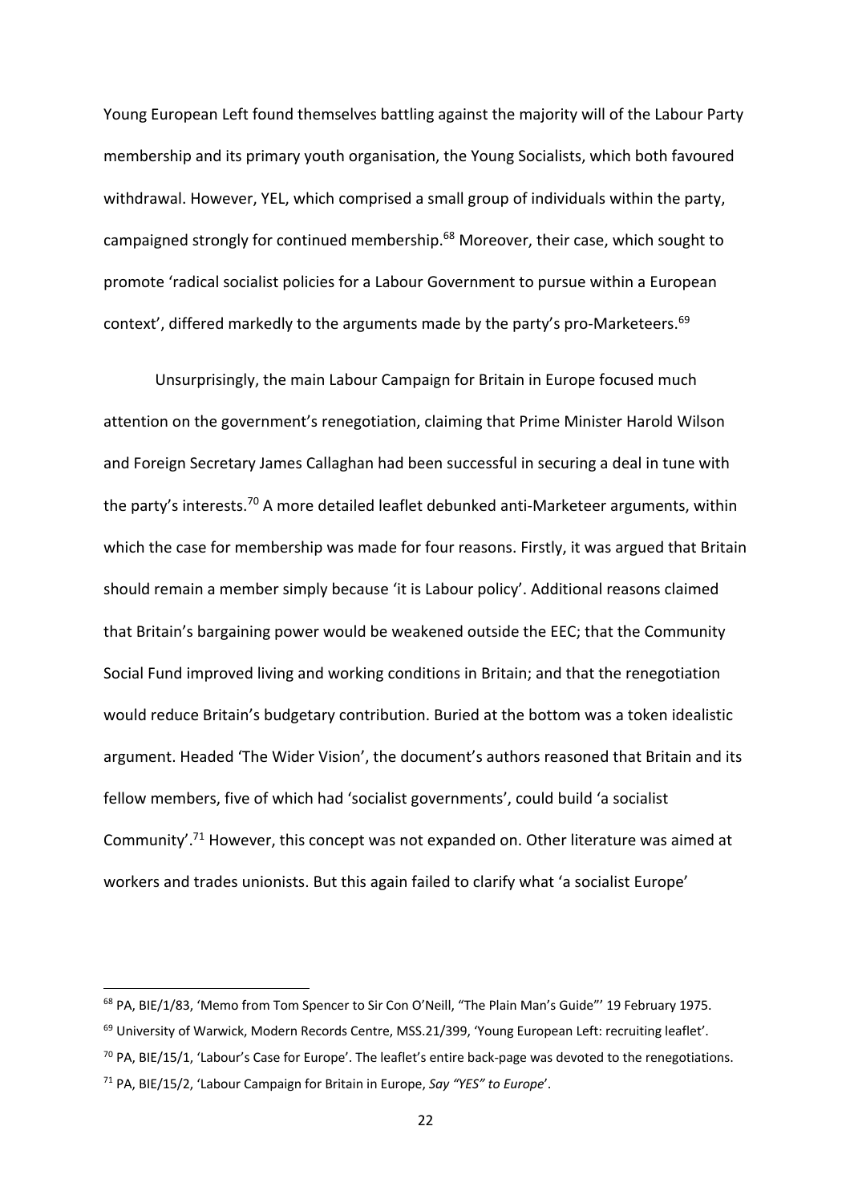Young European Left found themselves battling against the majority will of the Labour Party membership and its primary youth organisation, the Young Socialists, which both favoured withdrawal. However, YEL, which comprised a small group of individuals within the party, campaigned strongly for continued membership.[68] Moreover, their case, which sought to promote 'radical socialist policies for a Labour Government to pursue within a European context', differed markedly to the arguments made by the party's pro-Marketeers.[69]

Unsurprisingly, the main Labour Campaign for Britain in Europe focused much attention on the government's renegotiation, claiming that Prime Minister Harold Wilson and Foreign Secretary James Callaghan had been successful in securing a deal in tune with the party's interests.[70] A more detailed leaflet debunked anti-Marketeer arguments, within which the case for membership was made for four reasons. Firstly, it was argued that Britain should remain a member simply because 'it is Labour policy'. Additional reasons claimed that Britain's bargaining power would be weakened outside the EEC; that the Community Social Fund improved living and working conditions in Britain; and that the renegotiation would reduce Britain's budgetary contribution. Buried at the bottom was a token idealistic argument. Headed 'The Wider Vision', the document's authors reasoned that Britain and its fellow members, five of which had 'socialist governments', could build 'a socialist Community'.[71] However, this concept was not expanded on. Other literature was aimed at workers and trades unionists. But this again failed to clarify what 'a socialist Europe'

---

[68] PA, BIE/1/83, 'Memo from Tom Spencer to Sir Con O'Neill, "The Plain Man's Guide"' 19 February 1975.

[69] University of Warwick, Modern Records Centre, MSS.21/399, 'Young European Left: recruiting leaflet'.

[70] PA, BIE/15/1, 'Labour's Case for Europe'. The leaflet's entire back-page was devoted to the renegotiations.

[71] PA, BIE/15/2, 'Labour Campaign for Britain in Europe, *Say "YES" to Europe*'.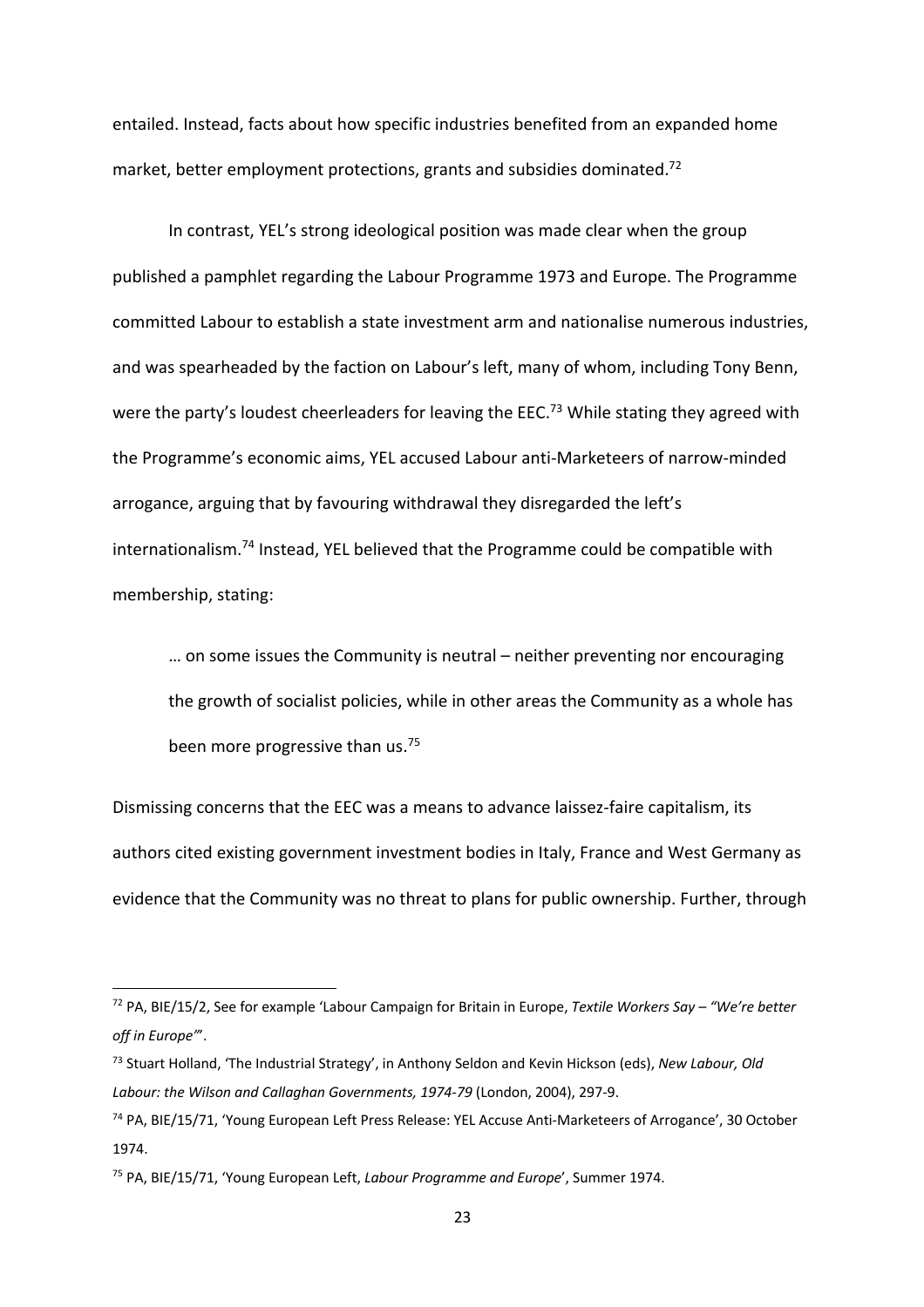entailed. Instead, facts about how specific industries benefited from an expanded home market, better employment protections, grants and subsidies dominated.[72]

In contrast, YEL's strong ideological position was made clear when the group published a pamphlet regarding the Labour Programme 1973 and Europe. The Programme committed Labour to establish a state investment arm and nationalise numerous industries, and was spearheaded by the faction on Labour's left, many of whom, including Tony Benn, were the party's loudest cheerleaders for leaving the EEC.[73] While stating they agreed with the Programme's economic aims, YEL accused Labour anti-Marketeers of narrow-minded arrogance, arguing that by favouring withdrawal they disregarded the left's internationalism.[74] Instead, YEL believed that the Programme could be compatible with membership, stating:

> … on some issues the Community is neutral – neither preventing nor encouraging the growth of socialist policies, while in other areas the Community as a whole has been more progressive than us.[75]

Dismissing concerns that the EEC was a means to advance laissez-faire capitalism, its authors cited existing government investment bodies in Italy, France and West Germany as evidence that the Community was no threat to plans for public ownership. Further, through

---

[72] PA, BIE/15/2, See for example 'Labour Campaign for Britain in Europe, *Textile Workers Say – "We're better off in Europe"*'.

[73] Stuart Holland, 'The Industrial Strategy', in Anthony Seldon and Kevin Hickson (eds), *New Labour, Old Labour: the Wilson and Callaghan Governments, 1974-79* (London, 2004), 297-9.

[74] PA, BIE/15/71, 'Young European Left Press Release: YEL Accuse Anti-Marketeers of Arrogance', 30 October 1974.

[75] PA, BIE/15/71, 'Young European Left, *Labour Programme and Europe*', Summer 1974.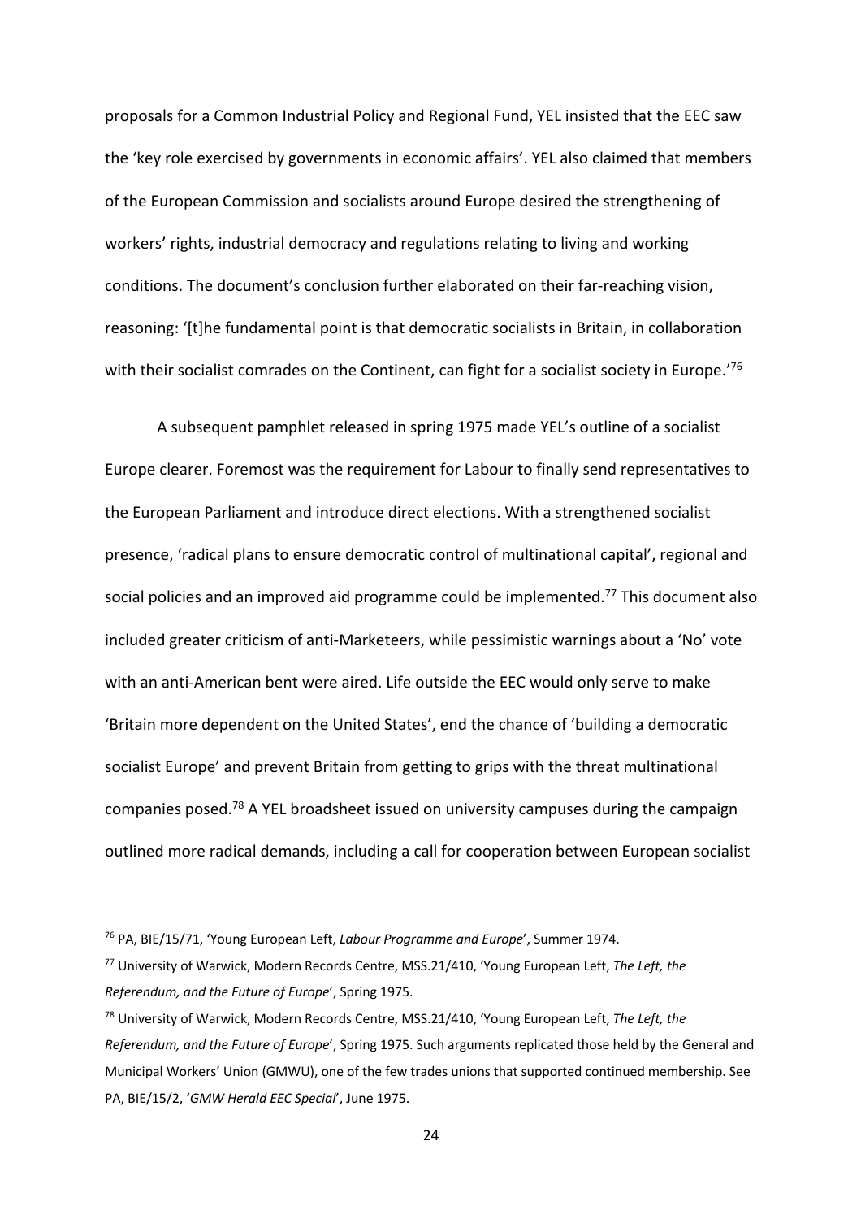proposals for a Common Industrial Policy and Regional Fund, YEL insisted that the EEC saw the 'key role exercised by governments in economic affairs'. YEL also claimed that members of the European Commission and socialists around Europe desired the strengthening of workers' rights, industrial democracy and regulations relating to living and working conditions. The document's conclusion further elaborated on their far-reaching vision, reasoning: '[t]he fundamental point is that democratic socialists in Britain, in collaboration with their socialist comrades on the Continent, can fight for a socialist society in Europe.'[76]

A subsequent pamphlet released in spring 1975 made YEL's outline of a socialist Europe clearer. Foremost was the requirement for Labour to finally send representatives to the European Parliament and introduce direct elections. With a strengthened socialist presence, 'radical plans to ensure democratic control of multinational capital', regional and social policies and an improved aid programme could be implemented.[77] This document also included greater criticism of anti-Marketeers, while pessimistic warnings about a 'No' vote with an anti-American bent were aired. Life outside the EEC would only serve to make 'Britain more dependent on the United States', end the chance of 'building a democratic socialist Europe' and prevent Britain from getting to grips with the threat multinational companies posed.[78] A YEL broadsheet issued on university campuses during the campaign outlined more radical demands, including a call for cooperation between European socialist

---

[76] PA, BIE/15/71, 'Young European Left, *Labour Programme and Europe*', Summer 1974.

[77] University of Warwick, Modern Records Centre, MSS.21/410, 'Young European Left, *The Left, the Referendum, and the Future of Europe*', Spring 1975.

[78] University of Warwick, Modern Records Centre, MSS.21/410, 'Young European Left, *The Left, the Referendum, and the Future of Europe*', Spring 1975. Such arguments replicated those held by the General and Municipal Workers' Union (GMWU), one of the few trades unions that supported continued membership. See PA, BIE/15/2, '*GMW Herald EEC Special*', June 1975.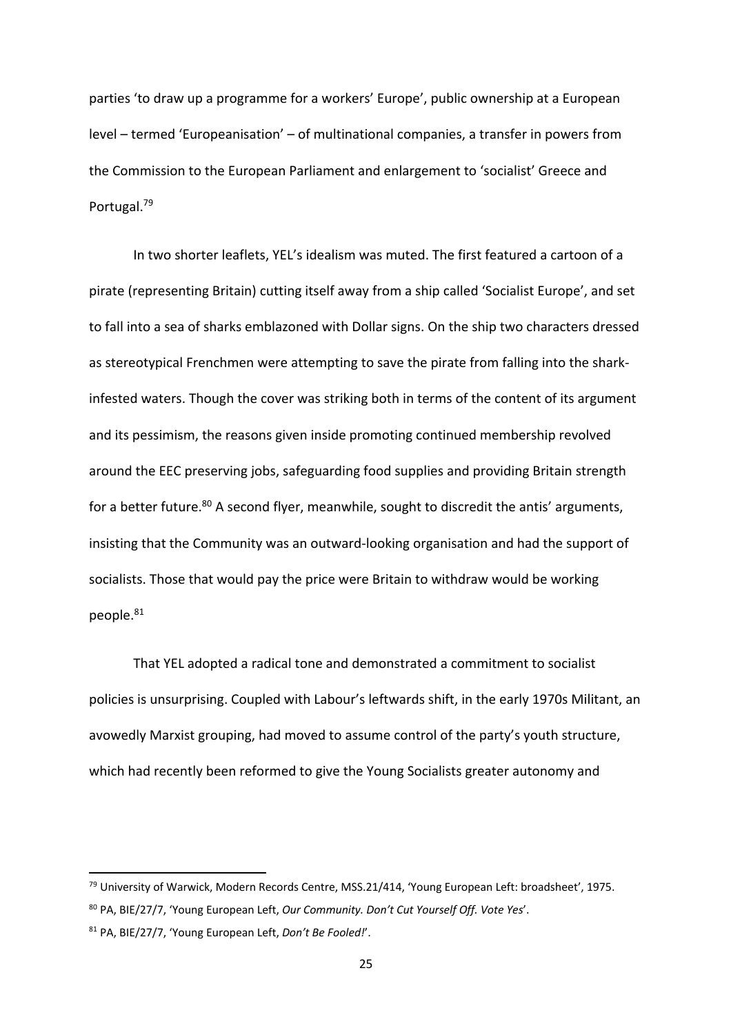parties 'to draw up a programme for a workers' Europe', public ownership at a European level – termed 'Europeanisation' – of multinational companies, a transfer in powers from the Commission to the European Parliament and enlargement to 'socialist' Greece and Portugal.[79]

In two shorter leaflets, YEL's idealism was muted. The first featured a cartoon of a pirate (representing Britain) cutting itself away from a ship called 'Socialist Europe', and set to fall into a sea of sharks emblazoned with Dollar signs. On the ship two characters dressed as stereotypical Frenchmen were attempting to save the pirate from falling into the shark-infested waters. Though the cover was striking both in terms of the content of its argument and its pessimism, the reasons given inside promoting continued membership revolved around the EEC preserving jobs, safeguarding food supplies and providing Britain strength for a better future.[80] A second flyer, meanwhile, sought to discredit the antis' arguments, insisting that the Community was an outward-looking organisation and had the support of socialists. Those that would pay the price were Britain to withdraw would be working people.[81]

That YEL adopted a radical tone and demonstrated a commitment to socialist policies is unsurprising. Coupled with Labour's leftwards shift, in the early 1970s Militant, an avowedly Marxist grouping, had moved to assume control of the party's youth structure, which had recently been reformed to give the Young Socialists greater autonomy and

---

[79] University of Warwick, Modern Records Centre, MSS.21/414, 'Young European Left: broadsheet', 1975.

[80] PA, BIE/27/7, 'Young European Left, *Our Community. Don't Cut Yourself Off. Vote Yes*'.

[81] PA, BIE/27/7, 'Young European Left, *Don't Be Fooled!*'.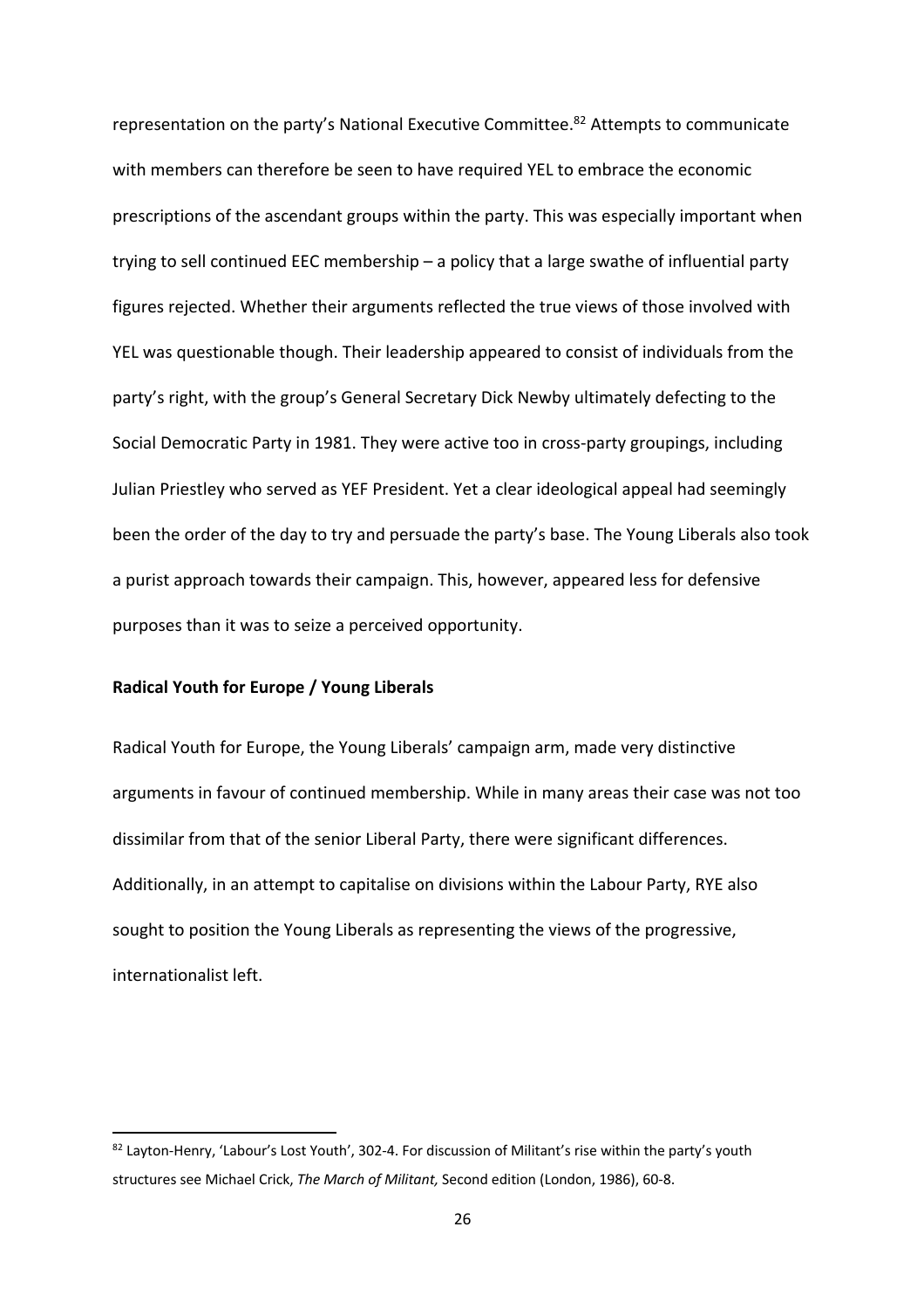representation on the party's National Executive Committee.[82] Attempts to communicate with members can therefore be seen to have required YEL to embrace the economic prescriptions of the ascendant groups within the party. This was especially important when trying to sell continued EEC membership – a policy that a large swathe of influential party figures rejected. Whether their arguments reflected the true views of those involved with YEL was questionable though. Their leadership appeared to consist of individuals from the party's right, with the group's General Secretary Dick Newby ultimately defecting to the Social Democratic Party in 1981. They were active too in cross-party groupings, including Julian Priestley who served as YEF President. Yet a clear ideological appeal had seemingly been the order of the day to try and persuade the party's base. The Young Liberals also took a purist approach towards their campaign. This, however, appeared less for defensive purposes than it was to seize a perceived opportunity.

**Radical Youth for Europe / Young Liberals**

Radical Youth for Europe, the Young Liberals' campaign arm, made very distinctive arguments in favour of continued membership. While in many areas their case was not too dissimilar from that of the senior Liberal Party, there were significant differences. Additionally, in an attempt to capitalise on divisions within the Labour Party, RYE also sought to position the Young Liberals as representing the views of the progressive, internationalist left.

[82] Layton-Henry, 'Labour's Lost Youth', 302-4. For discussion of Militant's rise within the party's youth structures see Michael Crick, *The March of Militant,* Second edition (London, 1986), 60-8.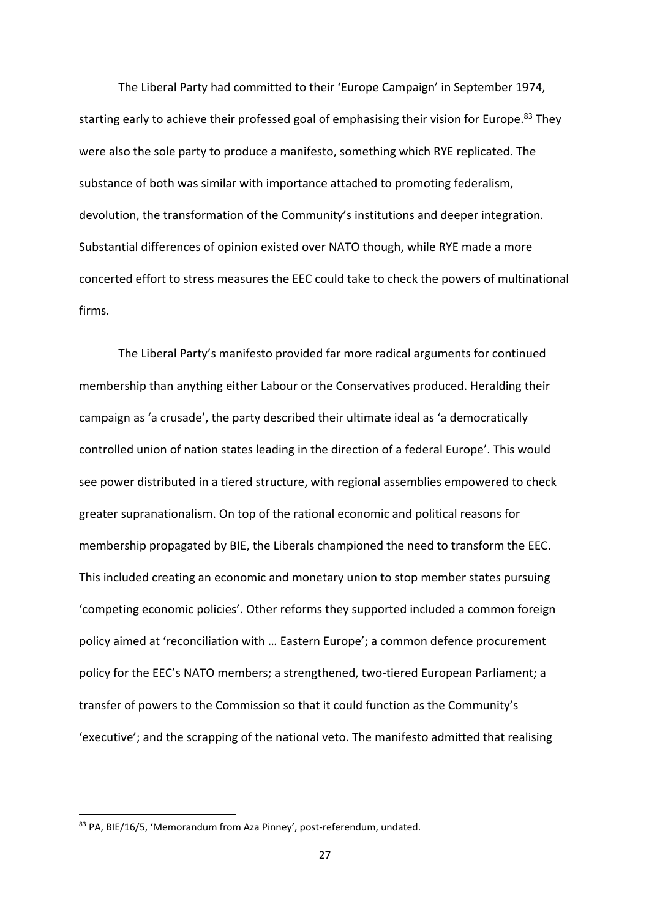The Liberal Party had committed to their 'Europe Campaign' in September 1974, starting early to achieve their professed goal of emphasising their vision for Europe.[83] They were also the sole party to produce a manifesto, something which RYE replicated. The substance of both was similar with importance attached to promoting federalism, devolution, the transformation of the Community's institutions and deeper integration. Substantial differences of opinion existed over NATO though, while RYE made a more concerted effort to stress measures the EEC could take to check the powers of multinational firms.

The Liberal Party's manifesto provided far more radical arguments for continued membership than anything either Labour or the Conservatives produced. Heralding their campaign as 'a crusade', the party described their ultimate ideal as 'a democratically controlled union of nation states leading in the direction of a federal Europe'. This would see power distributed in a tiered structure, with regional assemblies empowered to check greater supranationalism. On top of the rational economic and political reasons for membership propagated by BIE, the Liberals championed the need to transform the EEC. This included creating an economic and monetary union to stop member states pursuing 'competing economic policies'. Other reforms they supported included a common foreign policy aimed at 'reconciliation with … Eastern Europe'; a common defence procurement policy for the EEC's NATO members; a strengthened, two-tiered European Parliament; a transfer of powers to the Commission so that it could function as the Community's 'executive'; and the scrapping of the national veto. The manifesto admitted that realising

[83] PA, BIE/16/5, 'Memorandum from Aza Pinney', post-referendum, undated.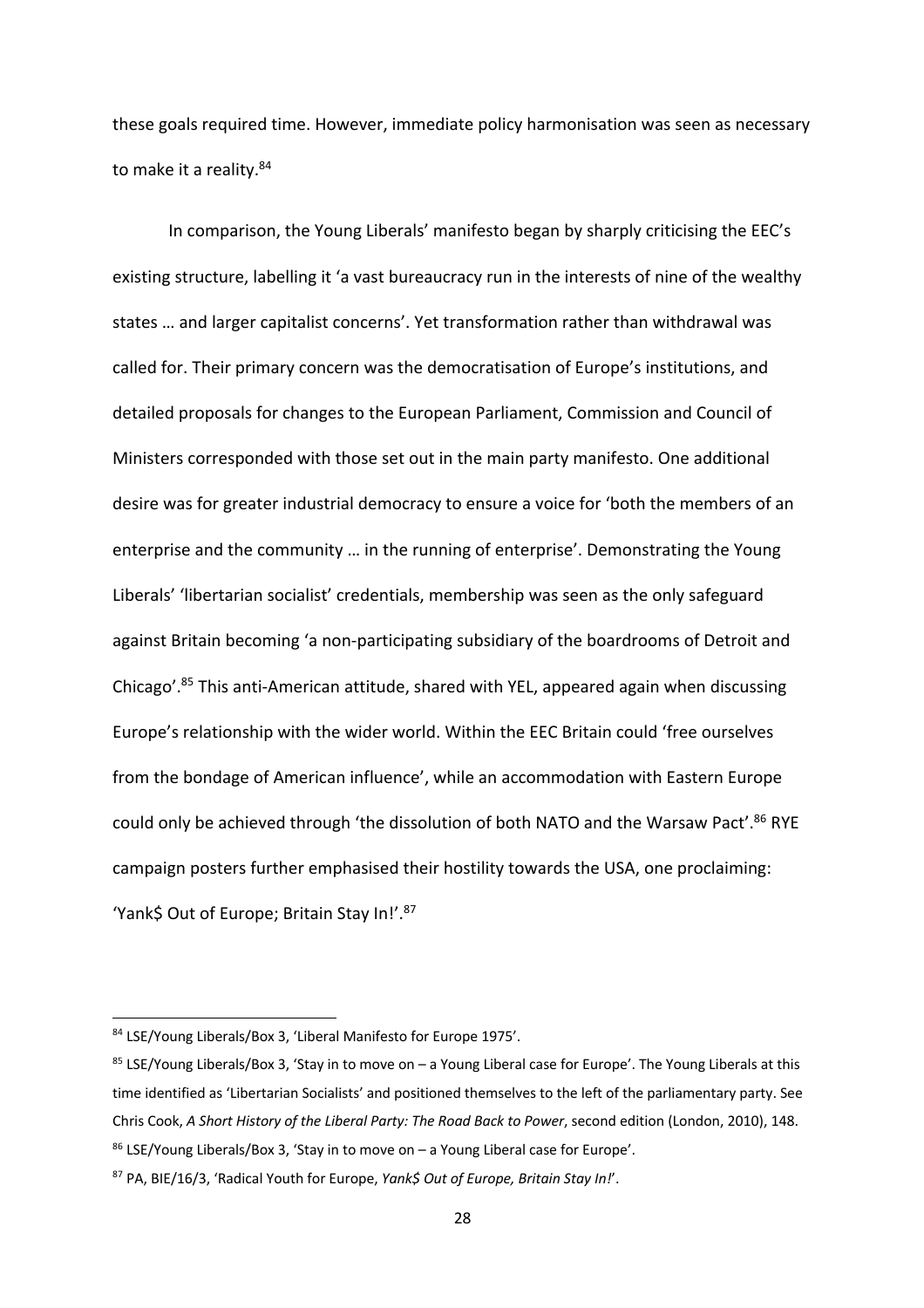these goals required time. However, immediate policy harmonisation was seen as necessary to make it a reality.[84]

In comparison, the Young Liberals' manifesto began by sharply criticising the EEC's existing structure, labelling it 'a vast bureaucracy run in the interests of nine of the wealthy states … and larger capitalist concerns'. Yet transformation rather than withdrawal was called for. Their primary concern was the democratisation of Europe's institutions, and detailed proposals for changes to the European Parliament, Commission and Council of Ministers corresponded with those set out in the main party manifesto. One additional desire was for greater industrial democracy to ensure a voice for 'both the members of an enterprise and the community … in the running of enterprise'. Demonstrating the Young Liberals' 'libertarian socialist' credentials, membership was seen as the only safeguard against Britain becoming 'a non-participating subsidiary of the boardrooms of Detroit and Chicago'.[85] This anti-American attitude, shared with YEL, appeared again when discussing Europe's relationship with the wider world. Within the EEC Britain could 'free ourselves from the bondage of American influence', while an accommodation with Eastern Europe could only be achieved through 'the dissolution of both NATO and the Warsaw Pact'.[86] RYE campaign posters further emphasised their hostility towards the USA, one proclaiming: 'Yank$ Out of Europe; Britain Stay In!'.[87]

---

[84] LSE/Young Liberals/Box 3, 'Liberal Manifesto for Europe 1975'.

[85] LSE/Young Liberals/Box 3, 'Stay in to move on – a Young Liberal case for Europe'. The Young Liberals at this time identified as 'Libertarian Socialists' and positioned themselves to the left of the parliamentary party. See Chris Cook, *A Short History of the Liberal Party: The Road Back to Power*, second edition (London, 2010), 148.

[86] LSE/Young Liberals/Box 3, 'Stay in to move on – a Young Liberal case for Europe'.

[87] PA, BIE/16/3, 'Radical Youth for Europe, *Yank$ Out of Europe, Britain Stay In!*'.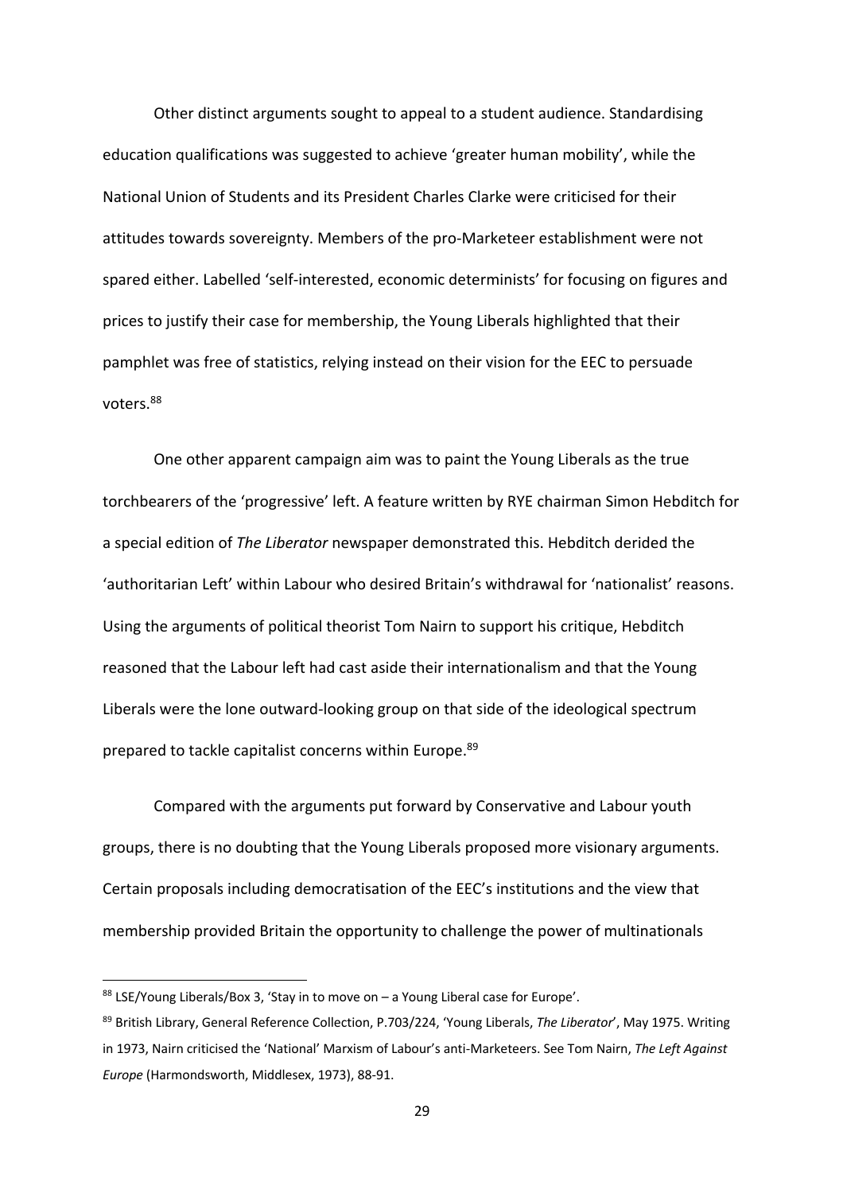Other distinct arguments sought to appeal to a student audience. Standardising education qualifications was suggested to achieve 'greater human mobility', while the National Union of Students and its President Charles Clarke were criticised for their attitudes towards sovereignty. Members of the pro-Marketeer establishment were not spared either. Labelled 'self-interested, economic determinists' for focusing on figures and prices to justify their case for membership, the Young Liberals highlighted that their pamphlet was free of statistics, relying instead on their vision for the EEC to persuade voters.[88]

One other apparent campaign aim was to paint the Young Liberals as the true torchbearers of the 'progressive' left. A feature written by RYE chairman Simon Hebditch for a special edition of *The Liberator* newspaper demonstrated this. Hebditch derided the 'authoritarian Left' within Labour who desired Britain's withdrawal for 'nationalist' reasons. Using the arguments of political theorist Tom Nairn to support his critique, Hebditch reasoned that the Labour left had cast aside their internationalism and that the Young Liberals were the lone outward-looking group on that side of the ideological spectrum prepared to tackle capitalist concerns within Europe.[89]

Compared with the arguments put forward by Conservative and Labour youth groups, there is no doubting that the Young Liberals proposed more visionary arguments. Certain proposals including democratisation of the EEC's institutions and the view that membership provided Britain the opportunity to challenge the power of multinationals

---

[88] LSE/Young Liberals/Box 3, 'Stay in to move on – a Young Liberal case for Europe'.

[89] British Library, General Reference Collection, P.703/224, 'Young Liberals, *The Liberator*', May 1975. Writing in 1973, Nairn criticised the 'National' Marxism of Labour's anti-Marketeers. See Tom Nairn, *The Left Against Europe* (Harmondsworth, Middlesex, 1973), 88-91.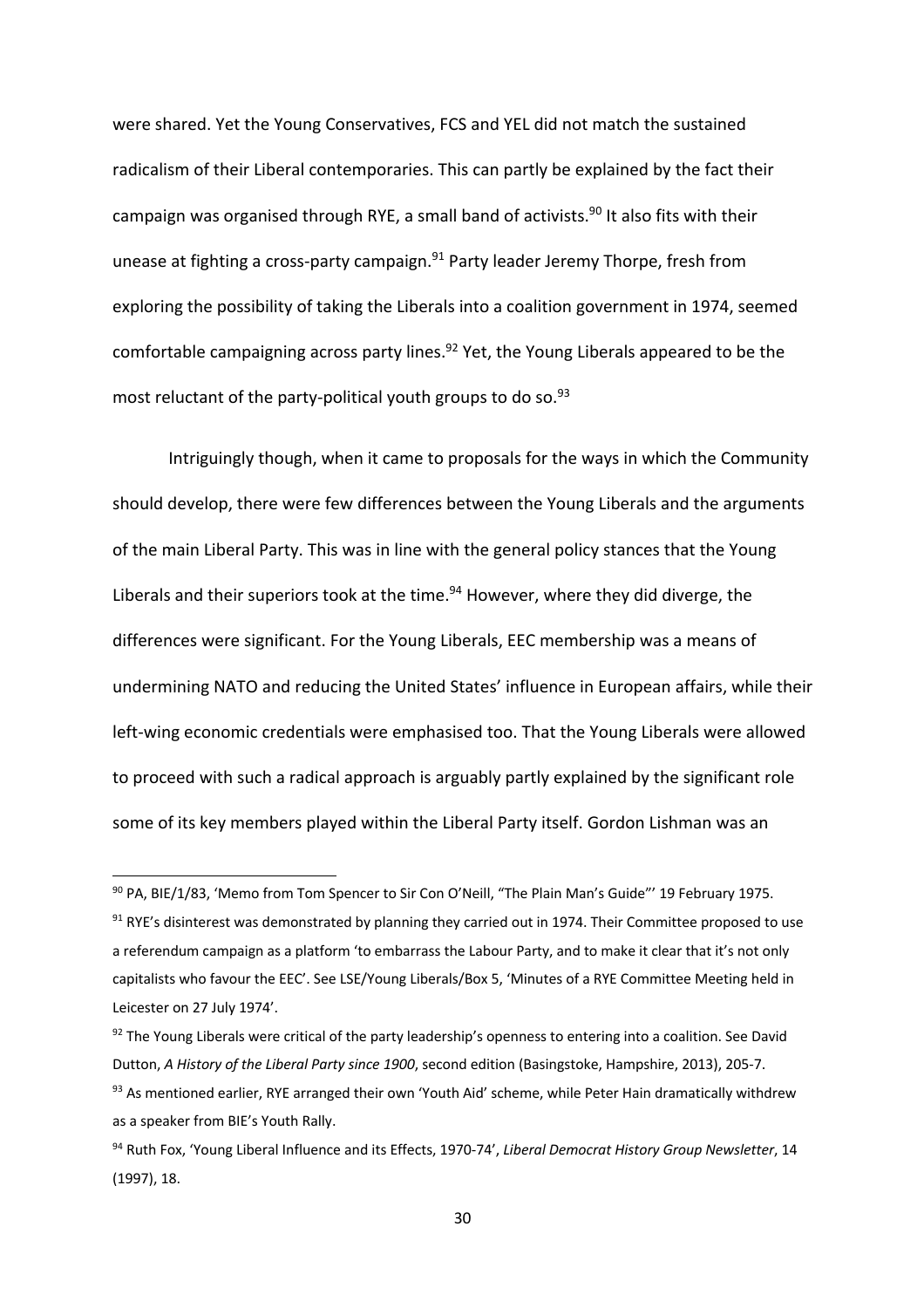were shared. Yet the Young Conservatives, FCS and YEL did not match the sustained radicalism of their Liberal contemporaries. This can partly be explained by the fact their campaign was organised through RYE, a small band of activists.[90] It also fits with their unease at fighting a cross-party campaign.[91] Party leader Jeremy Thorpe, fresh from exploring the possibility of taking the Liberals into a coalition government in 1974, seemed comfortable campaigning across party lines.[92] Yet, the Young Liberals appeared to be the most reluctant of the party-political youth groups to do so.[93]

Intriguingly though, when it came to proposals for the ways in which the Community should develop, there were few differences between the Young Liberals and the arguments of the main Liberal Party. This was in line with the general policy stances that the Young Liberals and their superiors took at the time.[94] However, where they did diverge, the differences were significant. For the Young Liberals, EEC membership was a means of undermining NATO and reducing the United States' influence in European affairs, while their left-wing economic credentials were emphasised too. That the Young Liberals were allowed to proceed with such a radical approach is arguably partly explained by the significant role some of its key members played within the Liberal Party itself. Gordon Lishman was an

---

[90] PA, BIE/1/83, 'Memo from Tom Spencer to Sir Con O'Neill, "The Plain Man's Guide"' 19 February 1975.

[91] RYE's disinterest was demonstrated by planning they carried out in 1974. Their Committee proposed to use a referendum campaign as a platform 'to embarrass the Labour Party, and to make it clear that it's not only capitalists who favour the EEC'. See LSE/Young Liberals/Box 5, 'Minutes of a RYE Committee Meeting held in Leicester on 27 July 1974'.

[92] The Young Liberals were critical of the party leadership's openness to entering into a coalition. See David Dutton, *A History of the Liberal Party since 1900*, second edition (Basingstoke, Hampshire, 2013), 205-7.

[93] As mentioned earlier, RYE arranged their own 'Youth Aid' scheme, while Peter Hain dramatically withdrew as a speaker from BIE's Youth Rally.

[94] Ruth Fox, 'Young Liberal Influence and its Effects, 1970-74', *Liberal Democrat History Group Newsletter*, 14 (1997), 18.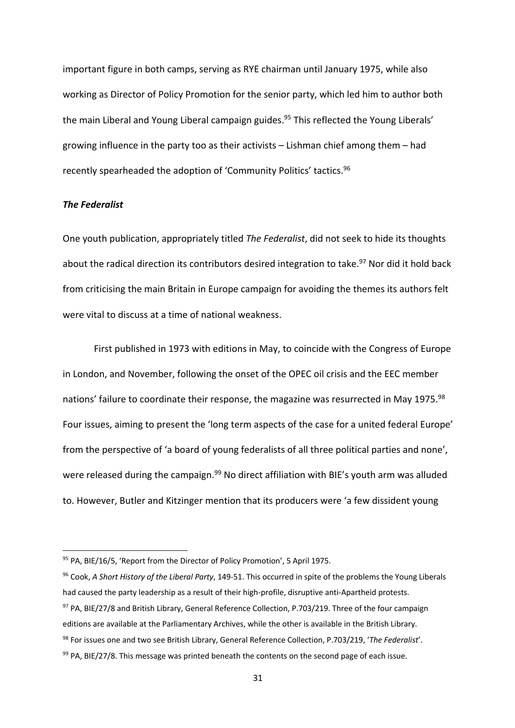important figure in both camps, serving as RYE chairman until January 1975, while also working as Director of Policy Promotion for the senior party, which led him to author both the main Liberal and Young Liberal campaign guides.[95] This reflected the Young Liberals' growing influence in the party too as their activists – Lishman chief among them – had recently spearheaded the adoption of 'Community Politics' tactics.[96]

### *The Federalist*

One youth publication, appropriately titled *The Federalist*, did not seek to hide its thoughts about the radical direction its contributors desired integration to take.[97] Nor did it hold back from criticising the main Britain in Europe campaign for avoiding the themes its authors felt were vital to discuss at a time of national weakness.

First published in 1973 with editions in May, to coincide with the Congress of Europe in London, and November, following the onset of the OPEC oil crisis and the EEC member nations' failure to coordinate their response, the magazine was resurrected in May 1975.[98] Four issues, aiming to present the 'long term aspects of the case for a united federal Europe' from the perspective of 'a board of young federalists of all three political parties and none', were released during the campaign.[99] No direct affiliation with BIE's youth arm was alluded to. However, Butler and Kitzinger mention that its producers were 'a few dissident young

---

[95] PA, BIE/16/5, 'Report from the Director of Policy Promotion', 5 April 1975.

[96] Cook, *A Short History of the Liberal Party*, 149-51. This occurred in spite of the problems the Young Liberals had caused the party leadership as a result of their high-profile, disruptive anti-Apartheid protests.

[97] PA, BIE/27/8 and British Library, General Reference Collection, P.703/219. Three of the four campaign editions are available at the Parliamentary Archives, while the other is available in the British Library.

[98] For issues one and two see British Library, General Reference Collection, P.703/219, '*The Federalist*'.

[99] PA, BIE/27/8. This message was printed beneath the contents on the second page of each issue.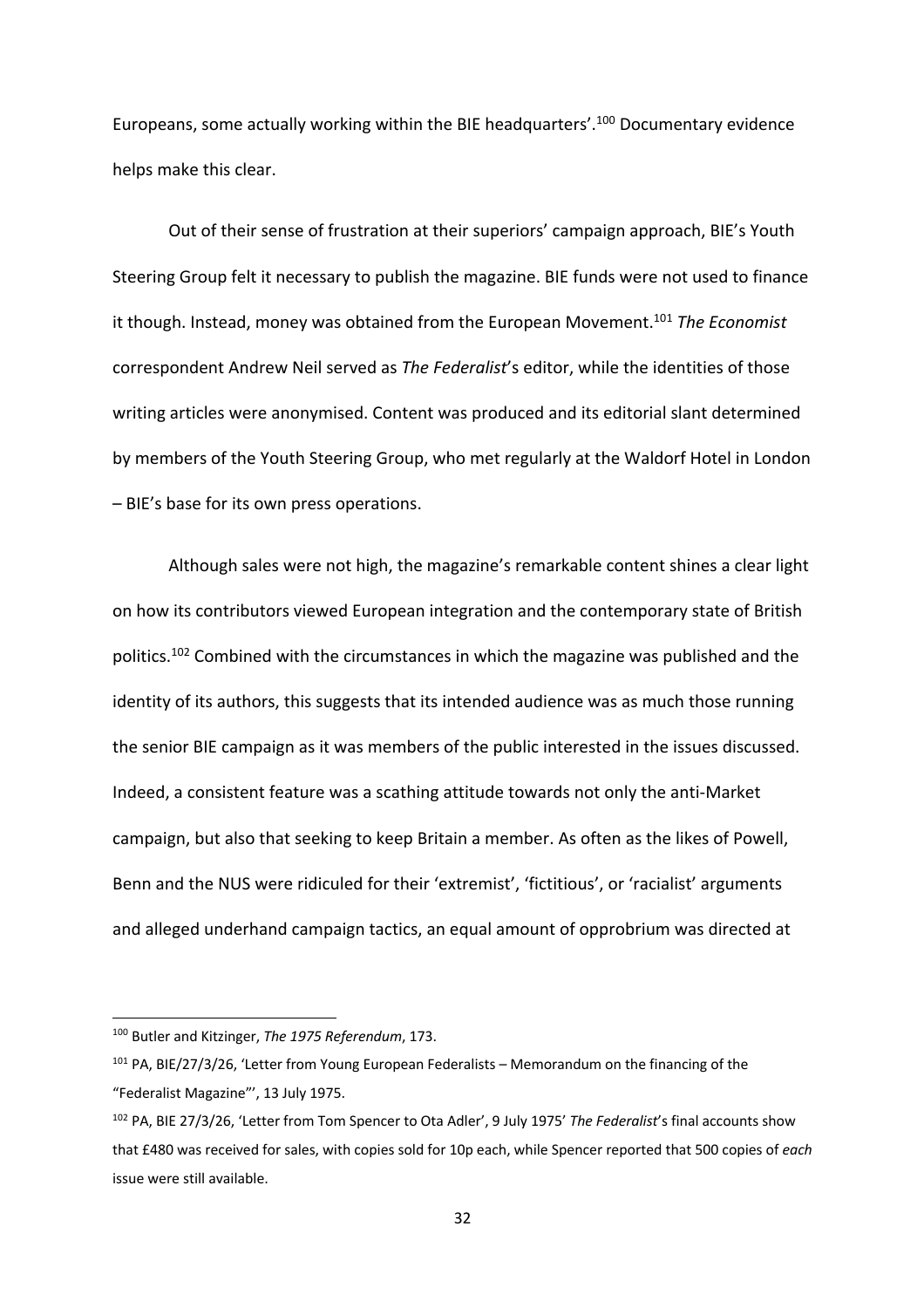Europeans, some actually working within the BIE headquarters'.[100] Documentary evidence helps make this clear.

Out of their sense of frustration at their superiors' campaign approach, BIE's Youth Steering Group felt it necessary to publish the magazine. BIE funds were not used to finance it though. Instead, money was obtained from the European Movement.[101] *The Economist* correspondent Andrew Neil served as *The Federalist*'s editor, while the identities of those writing articles were anonymised. Content was produced and its editorial slant determined by members of the Youth Steering Group, who met regularly at the Waldorf Hotel in London – BIE's base for its own press operations.

Although sales were not high, the magazine's remarkable content shines a clear light on how its contributors viewed European integration and the contemporary state of British politics.[102] Combined with the circumstances in which the magazine was published and the identity of its authors, this suggests that its intended audience was as much those running the senior BIE campaign as it was members of the public interested in the issues discussed. Indeed, a consistent feature was a scathing attitude towards not only the anti-Market campaign, but also that seeking to keep Britain a member. As often as the likes of Powell, Benn and the NUS were ridiculed for their 'extremist', 'fictitious', or 'racialist' arguments and alleged underhand campaign tactics, an equal amount of opprobrium was directed at

---

[100] Butler and Kitzinger, *The 1975 Referendum*, 173.

[101] PA, BIE/27/3/26, 'Letter from Young European Federalists – Memorandum on the financing of the "Federalist Magazine"', 13 July 1975.

[102] PA, BIE 27/3/26, 'Letter from Tom Spencer to Ota Adler', 9 July 1975' *The Federalist*'s final accounts show that £480 was received for sales, with copies sold for 10p each, while Spencer reported that 500 copies of *each* issue were still available.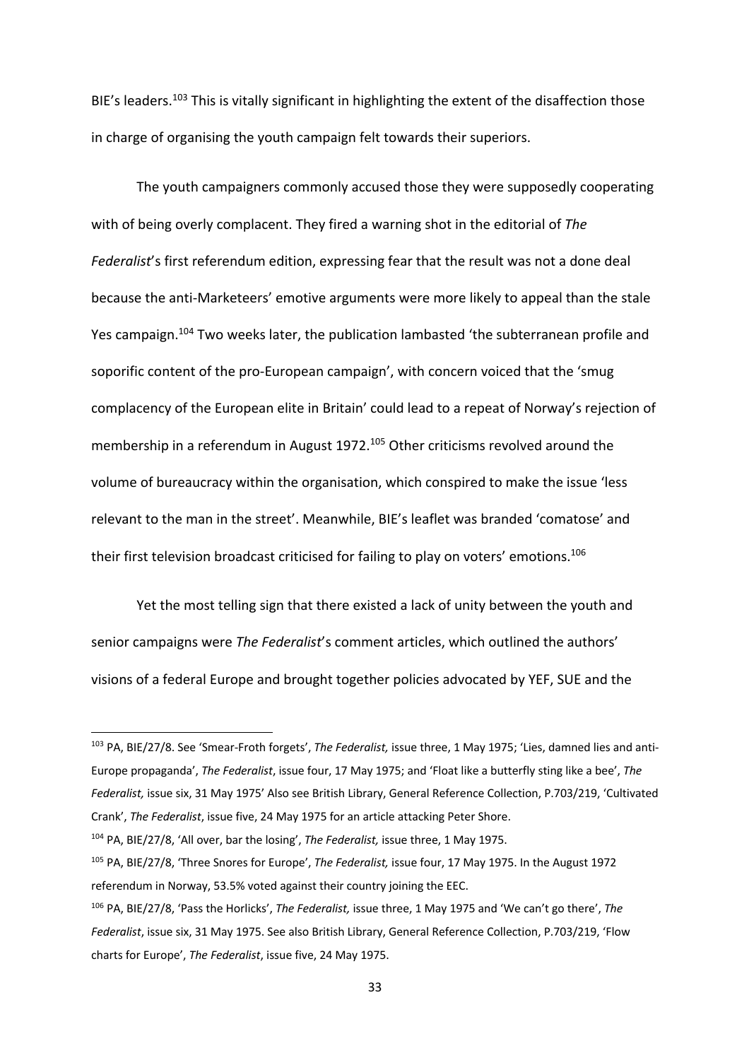BIE's leaders.[103] This is vitally significant in highlighting the extent of the disaffection those in charge of organising the youth campaign felt towards their superiors.

The youth campaigners commonly accused those they were supposedly cooperating with of being overly complacent. They fired a warning shot in the editorial of *The Federalist*'s first referendum edition, expressing fear that the result was not a done deal because the anti-Marketeers' emotive arguments were more likely to appeal than the stale Yes campaign.[104] Two weeks later, the publication lambasted 'the subterranean profile and soporific content of the pro-European campaign', with concern voiced that the 'smug complacency of the European elite in Britain' could lead to a repeat of Norway's rejection of membership in a referendum in August 1972.[105] Other criticisms revolved around the volume of bureaucracy within the organisation, which conspired to make the issue 'less relevant to the man in the street'. Meanwhile, BIE's leaflet was branded 'comatose' and their first television broadcast criticised for failing to play on voters' emotions.[106]

Yet the most telling sign that there existed a lack of unity between the youth and senior campaigns were *The Federalist*'s comment articles, which outlined the authors' visions of a federal Europe and brought together policies advocated by YEF, SUE and the

---

[103] PA, BIE/27/8. See 'Smear-Froth forgets', *The Federalist,* issue three, 1 May 1975; 'Lies, damned lies and anti-Europe propaganda', *The Federalist*, issue four, 17 May 1975; and 'Float like a butterfly sting like a bee', *The Federalist,* issue six, 31 May 1975' Also see British Library, General Reference Collection, P.703/219, 'Cultivated Crank', *The Federalist*, issue five, 24 May 1975 for an article attacking Peter Shore.

[104] PA, BIE/27/8, 'All over, bar the losing', *The Federalist,* issue three, 1 May 1975.

[105] PA, BIE/27/8, 'Three Snores for Europe', *The Federalist,* issue four, 17 May 1975. In the August 1972 referendum in Norway, 53.5% voted against their country joining the EEC.

[106] PA, BIE/27/8, 'Pass the Horlicks', *The Federalist,* issue three, 1 May 1975 and 'We can't go there', *The Federalist*, issue six, 31 May 1975. See also British Library, General Reference Collection, P.703/219, 'Flow charts for Europe', *The Federalist*, issue five, 24 May 1975.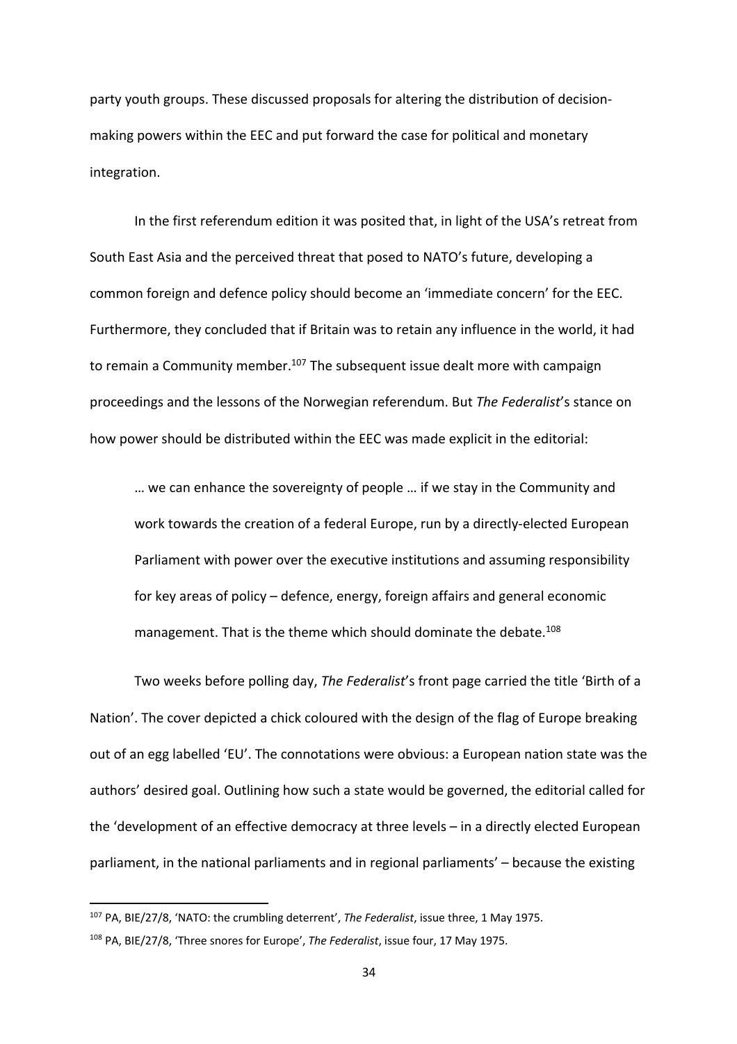party youth groups. These discussed proposals for altering the distribution of decision-making powers within the EEC and put forward the case for political and monetary integration.

In the first referendum edition it was posited that, in light of the USA's retreat from South East Asia and the perceived threat that posed to NATO's future, developing a common foreign and defence policy should become an 'immediate concern' for the EEC. Furthermore, they concluded that if Britain was to retain any influence in the world, it had to remain a Community member.[107] The subsequent issue dealt more with campaign proceedings and the lessons of the Norwegian referendum. But *The Federalist*'s stance on how power should be distributed within the EEC was made explicit in the editorial:

> … we can enhance the sovereignty of people … if we stay in the Community and work towards the creation of a federal Europe, run by a directly-elected European Parliament with power over the executive institutions and assuming responsibility for key areas of policy – defence, energy, foreign affairs and general economic management. That is the theme which should dominate the debate.[108]

Two weeks before polling day, *The Federalist*'s front page carried the title 'Birth of a Nation'. The cover depicted a chick coloured with the design of the flag of Europe breaking out of an egg labelled 'EU'. The connotations were obvious: a European nation state was the authors' desired goal. Outlining how such a state would be governed, the editorial called for the 'development of an effective democracy at three levels – in a directly elected European parliament, in the national parliaments and in regional parliaments' – because the existing

---

[107] PA, BIE/27/8, 'NATO: the crumbling deterrent', *The Federalist*, issue three, 1 May 1975.

[108] PA, BIE/27/8, 'Three snores for Europe', *The Federalist*, issue four, 17 May 1975.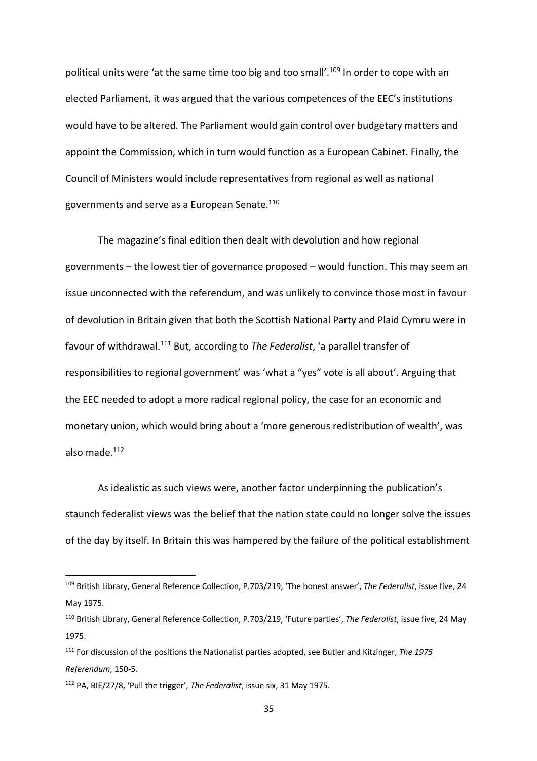political units were 'at the same time too big and too small'.[109] In order to cope with an elected Parliament, it was argued that the various competences of the EEC's institutions would have to be altered. The Parliament would gain control over budgetary matters and appoint the Commission, which in turn would function as a European Cabinet. Finally, the Council of Ministers would include representatives from regional as well as national governments and serve as a European Senate.[110]

The magazine's final edition then dealt with devolution and how regional governments – the lowest tier of governance proposed – would function. This may seem an issue unconnected with the referendum, and was unlikely to convince those most in favour of devolution in Britain given that both the Scottish National Party and Plaid Cymru were in favour of withdrawal.[111] But, according to *The Federalist*, 'a parallel transfer of responsibilities to regional government' was 'what a "yes" vote is all about'. Arguing that the EEC needed to adopt a more radical regional policy, the case for an economic and monetary union, which would bring about a 'more generous redistribution of wealth', was also made.[112]

As idealistic as such views were, another factor underpinning the publication's staunch federalist views was the belief that the nation state could no longer solve the issues of the day by itself. In Britain this was hampered by the failure of the political establishment

---

[109] British Library, General Reference Collection, P.703/219, 'The honest answer', *The Federalist*, issue five, 24 May 1975.

[110] British Library, General Reference Collection, P.703/219, 'Future parties', *The Federalist*, issue five, 24 May 1975.

[111] For discussion of the positions the Nationalist parties adopted, see Butler and Kitzinger, *The 1975 Referendum*, 150-5.

[112] PA, BIE/27/8, 'Pull the trigger', *The Federalist*, issue six, 31 May 1975.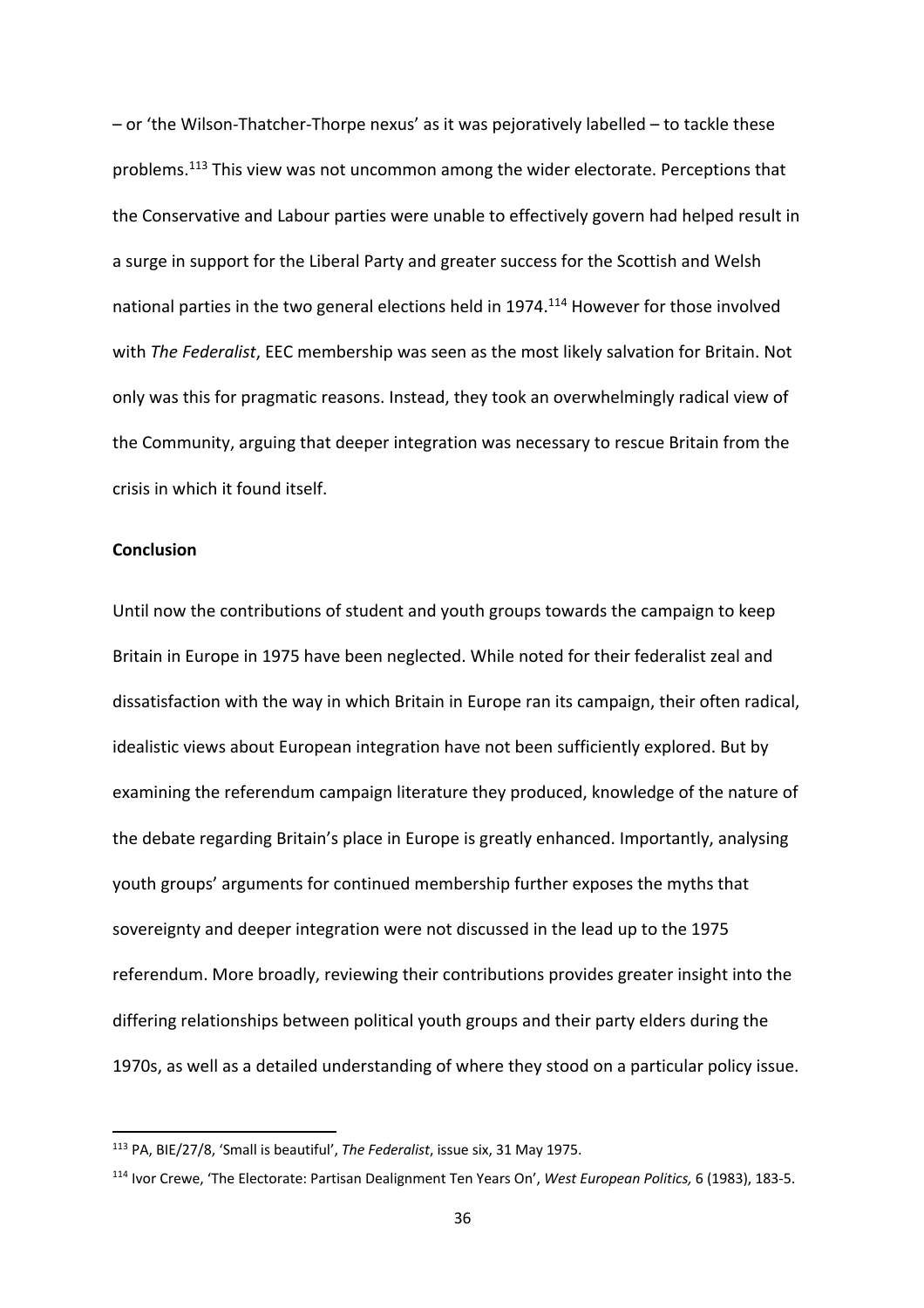– or 'the Wilson-Thatcher-Thorpe nexus' as it was pejoratively labelled – to tackle these problems.[113] This view was not uncommon among the wider electorate. Perceptions that the Conservative and Labour parties were unable to effectively govern had helped result in a surge in support for the Liberal Party and greater success for the Scottish and Welsh national parties in the two general elections held in 1974.[114] However for those involved with *The Federalist*, EEC membership was seen as the most likely salvation for Britain. Not only was this for pragmatic reasons. Instead, they took an overwhelmingly radical view of the Community, arguing that deeper integration was necessary to rescue Britain from the crisis in which it found itself.

## Conclusion

Until now the contributions of student and youth groups towards the campaign to keep Britain in Europe in 1975 have been neglected. While noted for their federalist zeal and dissatisfaction with the way in which Britain in Europe ran its campaign, their often radical, idealistic views about European integration have not been sufficiently explored. But by examining the referendum campaign literature they produced, knowledge of the nature of the debate regarding Britain's place in Europe is greatly enhanced. Importantly, analysing youth groups' arguments for continued membership further exposes the myths that sovereignty and deeper integration were not discussed in the lead up to the 1975 referendum. More broadly, reviewing their contributions provides greater insight into the differing relationships between political youth groups and their party elders during the 1970s, as well as a detailed understanding of where they stood on a particular policy issue.

---

[113] PA, BIE/27/8, 'Small is beautiful', *The Federalist*, issue six, 31 May 1975.

[114] Ivor Crewe, 'The Electorate: Partisan Dealignment Ten Years On', *West European Politics,* 6 (1983), 183-5.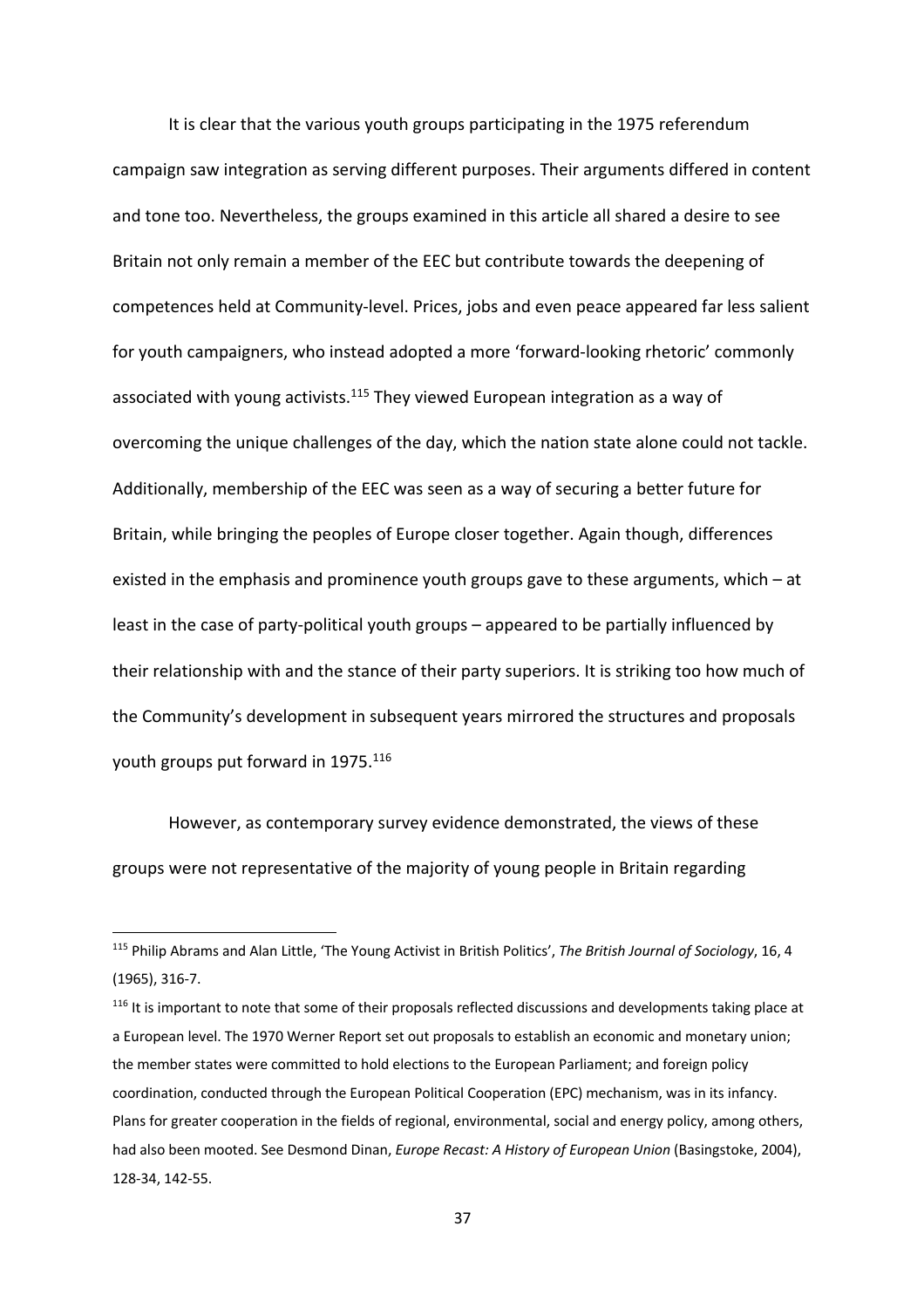It is clear that the various youth groups participating in the 1975 referendum campaign saw integration as serving different purposes. Their arguments differed in content and tone too. Nevertheless, the groups examined in this article all shared a desire to see Britain not only remain a member of the EEC but contribute towards the deepening of competences held at Community-level. Prices, jobs and even peace appeared far less salient for youth campaigners, who instead adopted a more 'forward-looking rhetoric' commonly associated with young activists.[115] They viewed European integration as a way of overcoming the unique challenges of the day, which the nation state alone could not tackle. Additionally, membership of the EEC was seen as a way of securing a better future for Britain, while bringing the peoples of Europe closer together. Again though, differences existed in the emphasis and prominence youth groups gave to these arguments, which – at least in the case of party-political youth groups – appeared to be partially influenced by their relationship with and the stance of their party superiors. It is striking too how much of the Community's development in subsequent years mirrored the structures and proposals youth groups put forward in 1975.[116]

However, as contemporary survey evidence demonstrated, the views of these groups were not representative of the majority of young people in Britain regarding

[115] Philip Abrams and Alan Little, 'The Young Activist in British Politics', *The British Journal of Sociology*, 16, 4 (1965), 316-7.

[116] It is important to note that some of their proposals reflected discussions and developments taking place at a European level. The 1970 Werner Report set out proposals to establish an economic and monetary union; the member states were committed to hold elections to the European Parliament; and foreign policy coordination, conducted through the European Political Cooperation (EPC) mechanism, was in its infancy. Plans for greater cooperation in the fields of regional, environmental, social and energy policy, among others, had also been mooted. See Desmond Dinan, *Europe Recast: A History of European Union* (Basingstoke, 2004), 128-34, 142-55.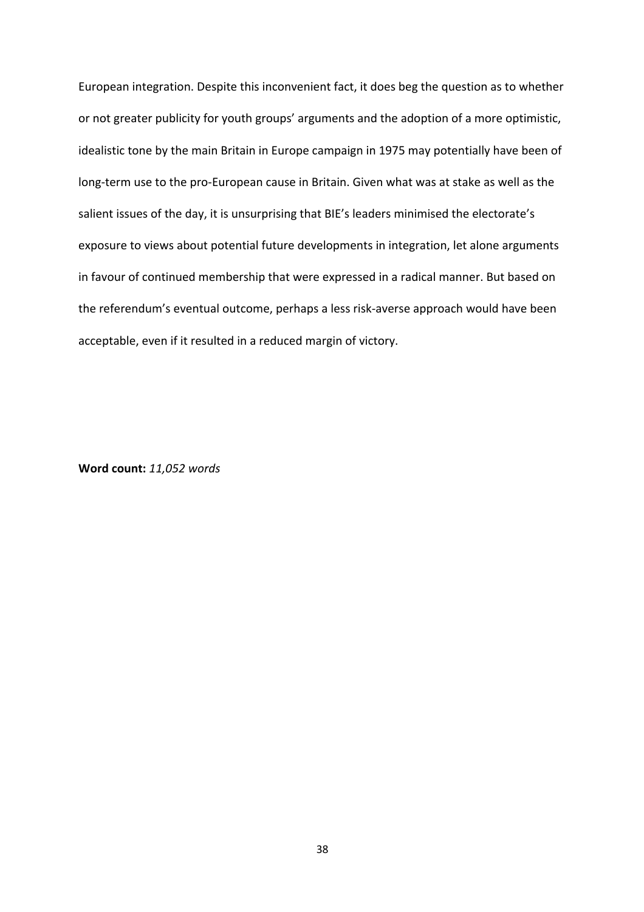European integration. Despite this inconvenient fact, it does beg the question as to whether or not greater publicity for youth groups' arguments and the adoption of a more optimistic, idealistic tone by the main Britain in Europe campaign in 1975 may potentially have been of long-term use to the pro-European cause in Britain. Given what was at stake as well as the salient issues of the day, it is unsurprising that BIE's leaders minimised the electorate's exposure to views about potential future developments in integration, let alone arguments in favour of continued membership that were expressed in a radical manner. But based on the referendum's eventual outcome, perhaps a less risk-averse approach would have been acceptable, even if it resulted in a reduced margin of victory.

**Word count:** *11,052 words*